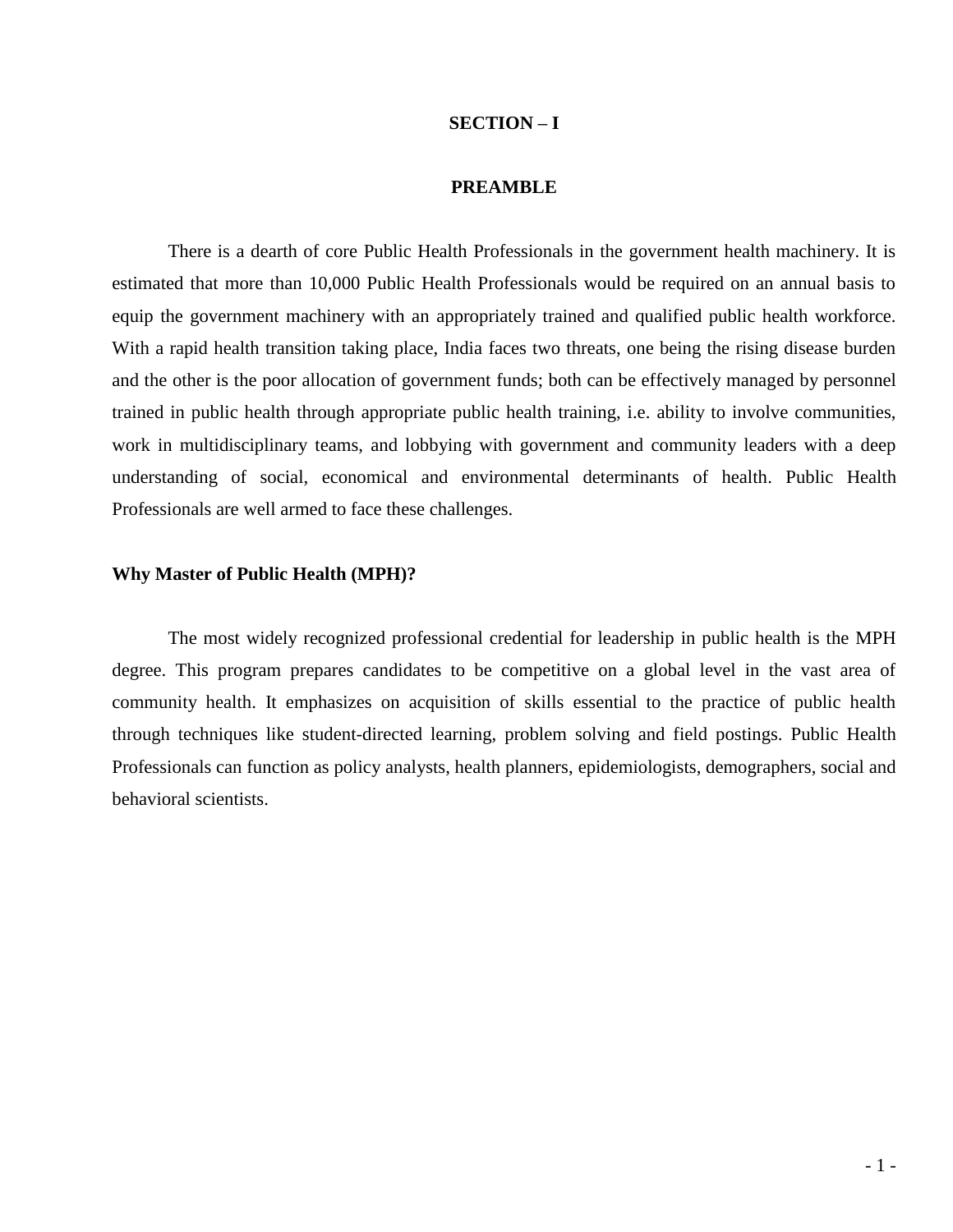# SECTION – I

## PREAMBLE

There is a dearth of core Public Health Professionals in the government health machinery. It is estimated that more than 10,000 Public Health Professionals would be required on an annual basis to equip the government machinery with an appropriately trained and qualified public health workforce. With a rapid health transition taking place, India faces two threats, one being the rising disease burden and the other is the poor allocation of government funds; both can be effectively managed by personnel trained in public health through appropriate public health training, i.e. ability to involve communities, work in multidisciplinary teams, and lobbying with government and community leaders with a deep understanding of social, economical and environmental determinants of health. Public Health Professionals are well armed to face these challenges.

### Why Master of Public Health (MPH)?

The most widely recognized professional credential for leadership in public health is the MPH degree. This program prepares candidates to be competitive on a global level in the vast area of community health. It emphasizes on acquisition of skills essential to the practice of public health through techniques like student-directed learning, problem solving and field postings. Public Health Professionals can function as policy analysts, health planners, epidemiologists, demographers, social and behavioral scientists.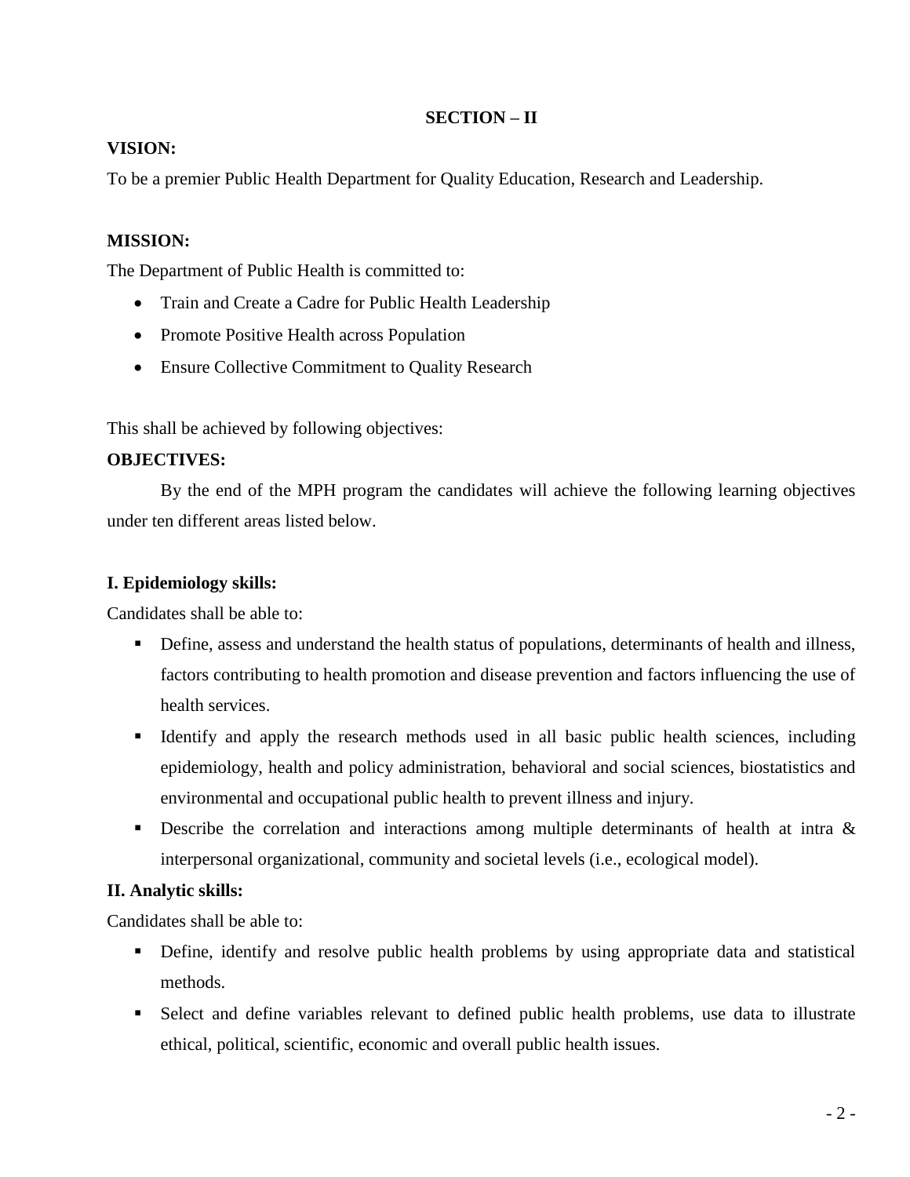## SECTION – II

**VISION:**

To be a premier Public Health Department for Quality Education, Research and Leadership.

**MISSION:**

The Department of Public Health is committed to:

- Train and Create a Cadre for Public Health Leadership
- Promote Positive Health across Population
- Ensure Collective Commitment to Quality Research

This shall be achieved by following objectives:

**OBJECTIVES:**

By the end of the MPH program the candidates will achieve the following learning objectives under ten different areas listed below.

**I. Epidemiology skills:**

Candidates shall be able to:

- Define, assess and understand the health status of populations, determinants of health and illness, factors contributing to health promotion and disease prevention and factors influencing the use of health services.
- Identify and apply the research methods used in all basic public health sciences, including epidemiology, health and policy administration, behavioral and social sciences, biostatistics and environmental and occupational public health to prevent illness and injury.
- Describe the correlation and interactions among multiple determinants of health at intra & interpersonal organizational, community and societal levels (i.e., ecological model).

**II. Analytic skills:**

Candidates shall be able to:

- Define, identify and resolve public health problems by using appropriate data and statistical methods.
- Select and define variables relevant to defined public health problems, use data to illustrate ethical, political, scientific, economic and overall public health issues.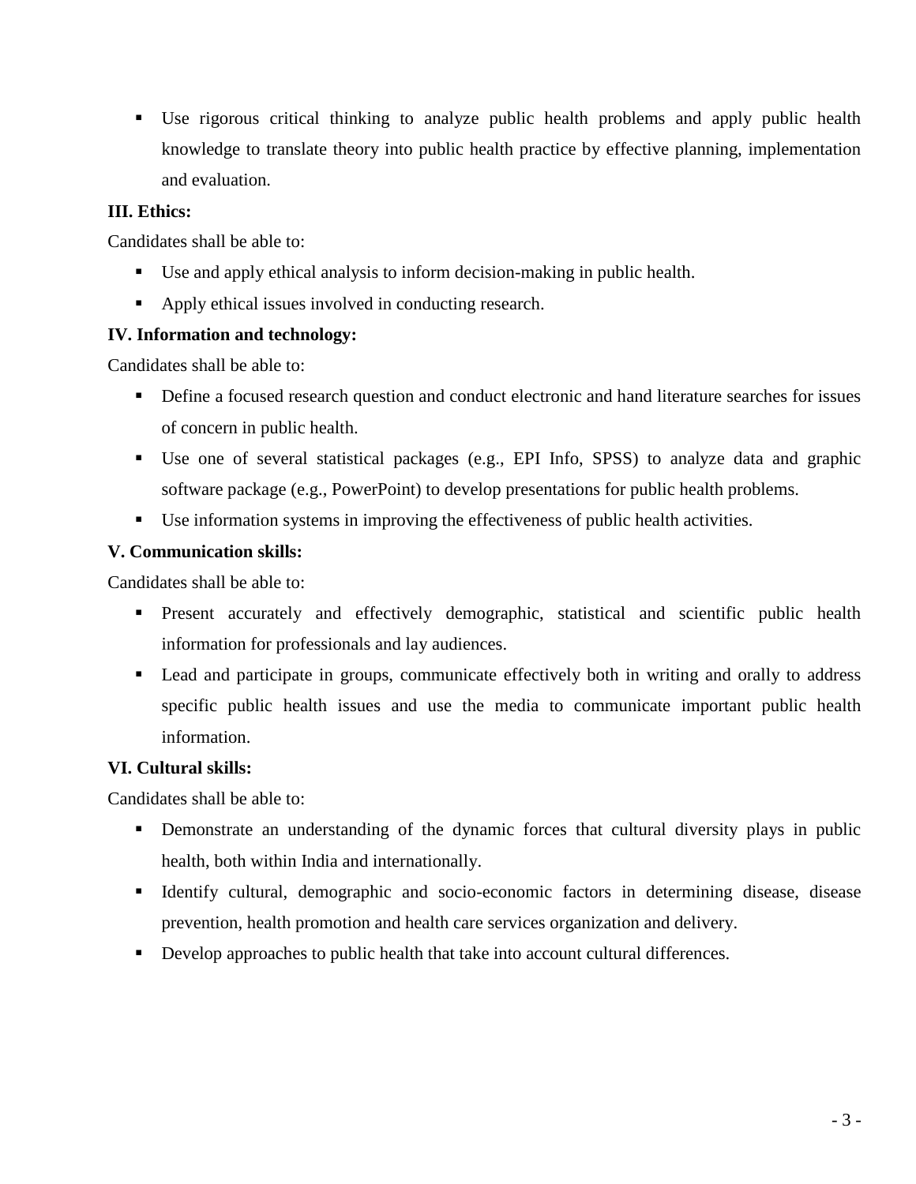- Use rigorous critical thinking to analyze public health problems and apply public health knowledge to translate theory into public health practice by effective planning, implementation and evaluation.

**III. Ethics:**

Candidates shall be able to:

- Use and apply ethical analysis to inform decision-making in public health.
- Apply ethical issues involved in conducting research.

**IV. Information and technology:**

Candidates shall be able to:

- Define a focused research question and conduct electronic and hand literature searches for issues of concern in public health.
- Use one of several statistical packages (e.g., EPI Info, SPSS) to analyze data and graphic software package (e.g., PowerPoint) to develop presentations for public health problems.
- Use information systems in improving the effectiveness of public health activities.

**V. Communication skills:**

Candidates shall be able to:

- Present accurately and effectively demographic, statistical and scientific public health information for professionals and lay audiences.
- Lead and participate in groups, communicate effectively both in writing and orally to address specific public health issues and use the media to communicate important public health information.

**VI. Cultural skills:**

Candidates shall be able to:

- Demonstrate an understanding of the dynamic forces that cultural diversity plays in public health, both within India and internationally.
- Identify cultural, demographic and socio-economic factors in determining disease, disease prevention, health promotion and health care services organization and delivery.
- Develop approaches to public health that take into account cultural differences.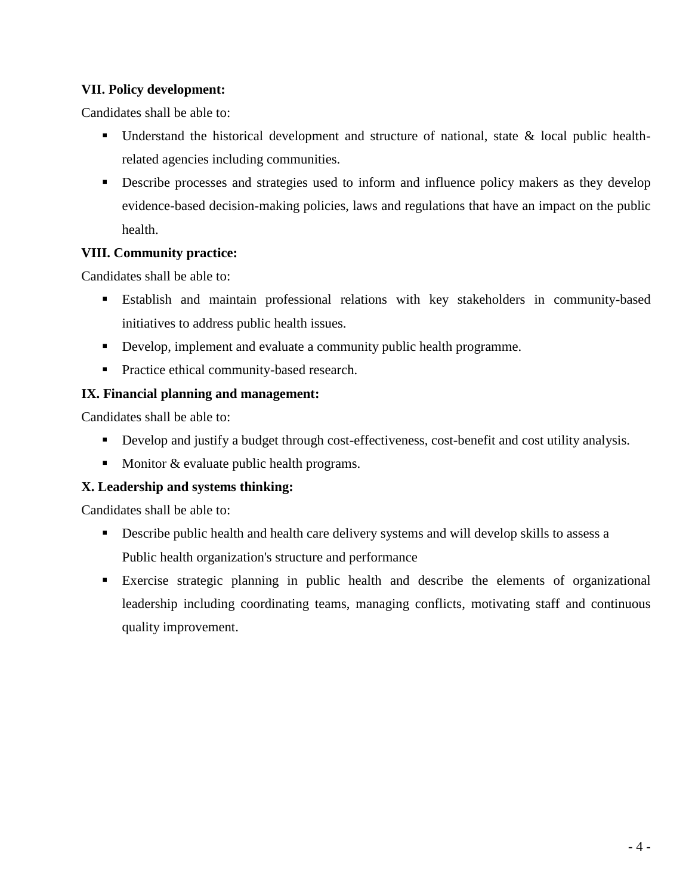**VII. Policy development:**

Candidates shall be able to:

- Understand the historical development and structure of national, state & local public health-related agencies including communities.
- Describe processes and strategies used to inform and influence policy makers as they develop evidence-based decision-making policies, laws and regulations that have an impact on the public health.

**VIII. Community practice:**

Candidates shall be able to:

- Establish and maintain professional relations with key stakeholders in community-based initiatives to address public health issues.
- Develop, implement and evaluate a community public health programme.
- Practice ethical community-based research.

**IX. Financial planning and management:**

Candidates shall be able to:

- Develop and justify a budget through cost-effectiveness, cost-benefit and cost utility analysis.
- Monitor & evaluate public health programs.

**X. Leadership and systems thinking:**

Candidates shall be able to:

- Describe public health and health care delivery systems and will develop skills to assess a Public health organization's structure and performance
- Exercise strategic planning in public health and describe the elements of organizational leadership including coordinating teams, managing conflicts, motivating staff and continuous quality improvement.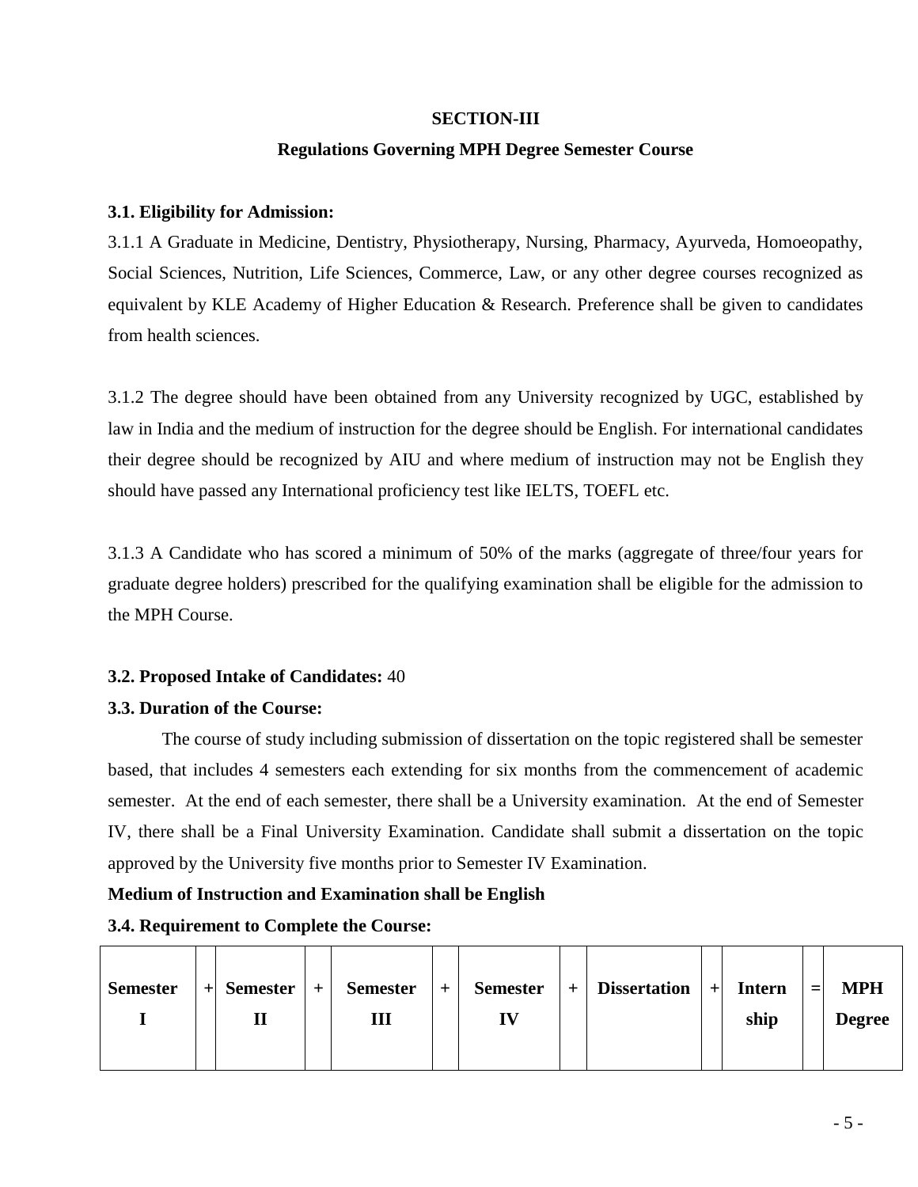## SECTION-III

### Regulations Governing MPH Degree Semester Course

**3.1. Eligibility for Admission:**

3.1.1 A Graduate in Medicine, Dentistry, Physiotherapy, Nursing, Pharmacy, Ayurveda, Homoeopathy, Social Sciences, Nutrition, Life Sciences, Commerce, Law, or any other degree courses recognized as equivalent by KLE Academy of Higher Education & Research. Preference shall be given to candidates from health sciences.

3.1.2 The degree should have been obtained from any University recognized by UGC, established by law in India and the medium of instruction for the degree should be English. For international candidates their degree should be recognized by AIU and where medium of instruction may not be English they should have passed any International proficiency test like IELTS, TOEFL etc.

3.1.3 A Candidate who has scored a minimum of 50% of the marks (aggregate of three/four years for graduate degree holders) prescribed for the qualifying examination shall be eligible for the admission to the MPH Course.

**3.2. Proposed Intake of Candidates:** 40

**3.3. Duration of the Course:**

The course of study including submission of dissertation on the topic registered shall be semester based, that includes 4 semesters each extending for six months from the commencement of academic semester. At the end of each semester, there shall be a University examination. At the end of Semester IV, there shall be a Final University Examination. Candidate shall submit a dissertation on the topic approved by the University five months prior to Semester IV Examination.

**Medium of Instruction and Examination shall be English**

**3.4. Requirement to Complete the Course:**

| Semester I | + | Semester II | + | Semester III | + | Semester IV | + | Dissertation | + | Internship | = | MPH Degree |
|---|---|---|---|---|---|---|---|---|---|---|---|---|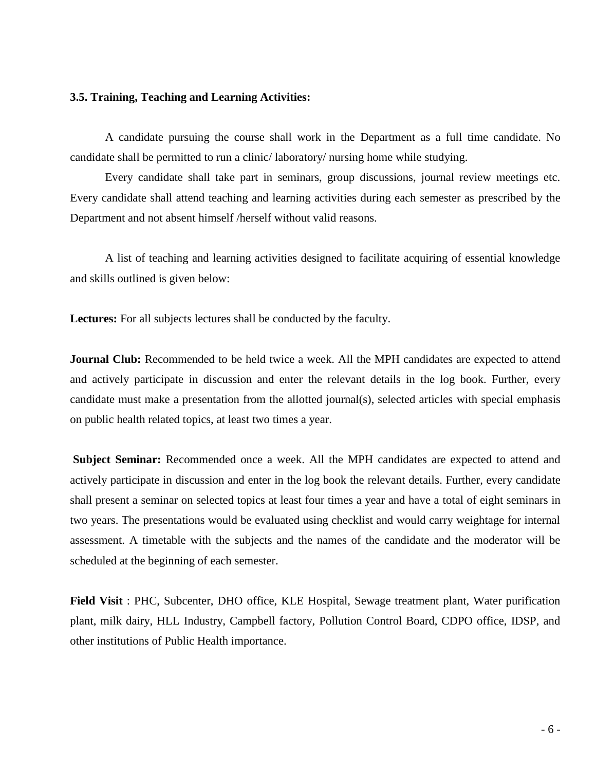### 3.5. Training, Teaching and Learning Activities:

A candidate pursuing the course shall work in the Department as a full time candidate. No candidate shall be permitted to run a clinic/ laboratory/ nursing home while studying.

Every candidate shall take part in seminars, group discussions, journal review meetings etc. Every candidate shall attend teaching and learning activities during each semester as prescribed by the Department and not absent himself /herself without valid reasons.

A list of teaching and learning activities designed to facilitate acquiring of essential knowledge and skills outlined is given below:

**Lectures:** For all subjects lectures shall be conducted by the faculty.

**Journal Club:** Recommended to be held twice a week. All the MPH candidates are expected to attend and actively participate in discussion and enter the relevant details in the log book. Further, every candidate must make a presentation from the allotted journal(s), selected articles with special emphasis on public health related topics, at least two times a year.

**Subject Seminar:** Recommended once a week. All the MPH candidates are expected to attend and actively participate in discussion and enter in the log book the relevant details. Further, every candidate shall present a seminar on selected topics at least four times a year and have a total of eight seminars in two years. The presentations would be evaluated using checklist and would carry weightage for internal assessment. A timetable with the subjects and the names of the candidate and the moderator will be scheduled at the beginning of each semester.

**Field Visit** : PHC, Subcenter, DHO office, KLE Hospital, Sewage treatment plant, Water purification plant, milk dairy, HLL Industry, Campbell factory, Pollution Control Board, CDPO office, IDSP, and other institutions of Public Health importance.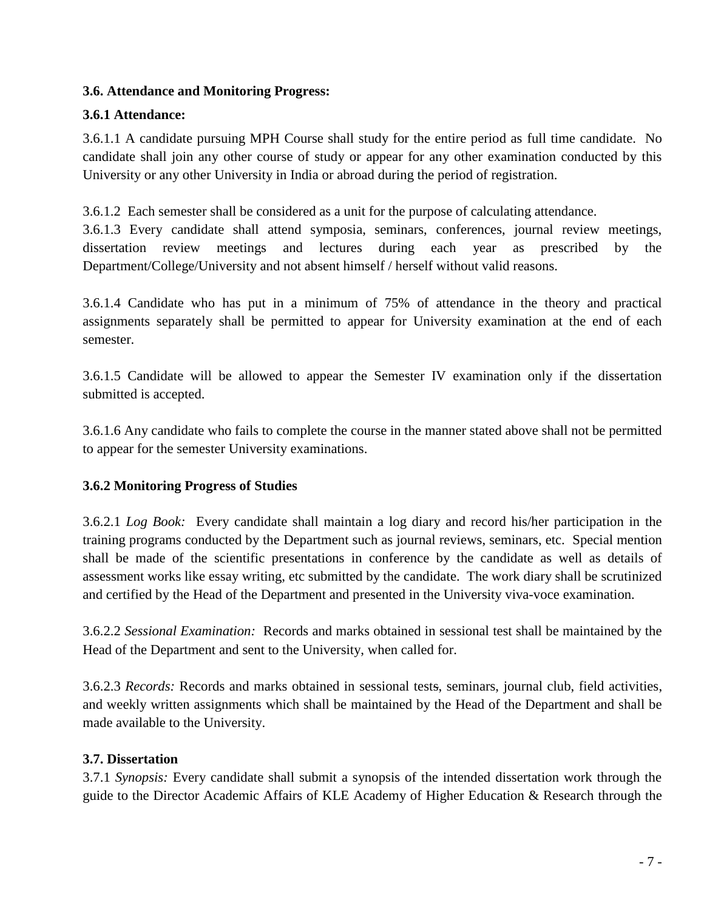### 3.6. Attendance and Monitoring Progress:

#### 3.6.1 Attendance:

3.6.1.1 A candidate pursuing MPH Course shall study for the entire period as full time candidate. No candidate shall join any other course of study or appear for any other examination conducted by this University or any other University in India or abroad during the period of registration.

3.6.1.2 Each semester shall be considered as a unit for the purpose of calculating attendance.

3.6.1.3 Every candidate shall attend symposia, seminars, conferences, journal review meetings, dissertation review meetings and lectures during each year as prescribed by the Department/College/University and not absent himself / herself without valid reasons.

3.6.1.4 Candidate who has put in a minimum of 75% of attendance in the theory and practical assignments separately shall be permitted to appear for University examination at the end of each semester.

3.6.1.5 Candidate will be allowed to appear the Semester IV examination only if the dissertation submitted is accepted.

3.6.1.6 Any candidate who fails to complete the course in the manner stated above shall not be permitted to appear for the semester University examinations.

#### 3.6.2 Monitoring Progress of Studies

3.6.2.1 *Log Book:* Every candidate shall maintain a log diary and record his/her participation in the training programs conducted by the Department such as journal reviews, seminars, etc. Special mention shall be made of the scientific presentations in conference by the candidate as well as details of assessment works like essay writing, etc submitted by the candidate. The work diary shall be scrutinized and certified by the Head of the Department and presented in the University viva-voce examination.

3.6.2.2 *Sessional Examination:* Records and marks obtained in sessional test shall be maintained by the Head of the Department and sent to the University, when called for.

3.6.2.3 *Records:* Records and marks obtained in sessional tests, seminars, journal club, field activities, and weekly written assignments which shall be maintained by the Head of the Department and shall be made available to the University.

### 3.7. Dissertation

3.7.1 *Synopsis:* Every candidate shall submit a synopsis of the intended dissertation work through the guide to the Director Academic Affairs of KLE Academy of Higher Education & Research through the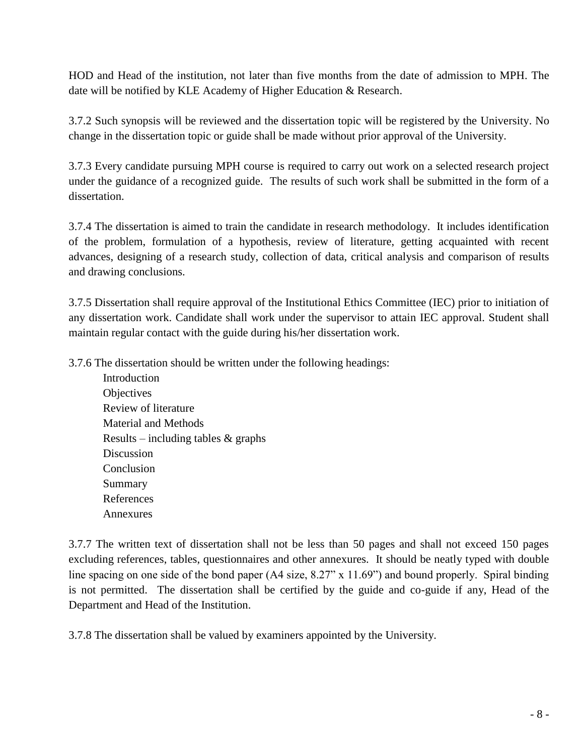HOD and Head of the institution, not later than five months from the date of admission to MPH. The date will be notified by KLE Academy of Higher Education & Research.

3.7.2 Such synopsis will be reviewed and the dissertation topic will be registered by the University. No change in the dissertation topic or guide shall be made without prior approval of the University.

3.7.3 Every candidate pursuing MPH course is required to carry out work on a selected research project under the guidance of a recognized guide. The results of such work shall be submitted in the form of a dissertation.

3.7.4 The dissertation is aimed to train the candidate in research methodology. It includes identification of the problem, formulation of a hypothesis, review of literature, getting acquainted with recent advances, designing of a research study, collection of data, critical analysis and comparison of results and drawing conclusions.

3.7.5 Dissertation shall require approval of the Institutional Ethics Committee (IEC) prior to initiation of any dissertation work. Candidate shall work under the supervisor to attain IEC approval. Student shall maintain regular contact with the guide during his/her dissertation work.

3.7.6 The dissertation should be written under the following headings:

- Introduction
- Objectives
- Review of literature
- Material and Methods
- Results – including tables & graphs
- Discussion
- Conclusion
- Summary
- References
- Annexures

3.7.7 The written text of dissertation shall not be less than 50 pages and shall not exceed 150 pages excluding references, tables, questionnaires and other annexures. It should be neatly typed with double line spacing on one side of the bond paper (A4 size, 8.27" x 11.69") and bound properly. Spiral binding is not permitted. The dissertation shall be certified by the guide and co-guide if any, Head of the Department and Head of the Institution.

3.7.8 The dissertation shall be valued by examiners appointed by the University.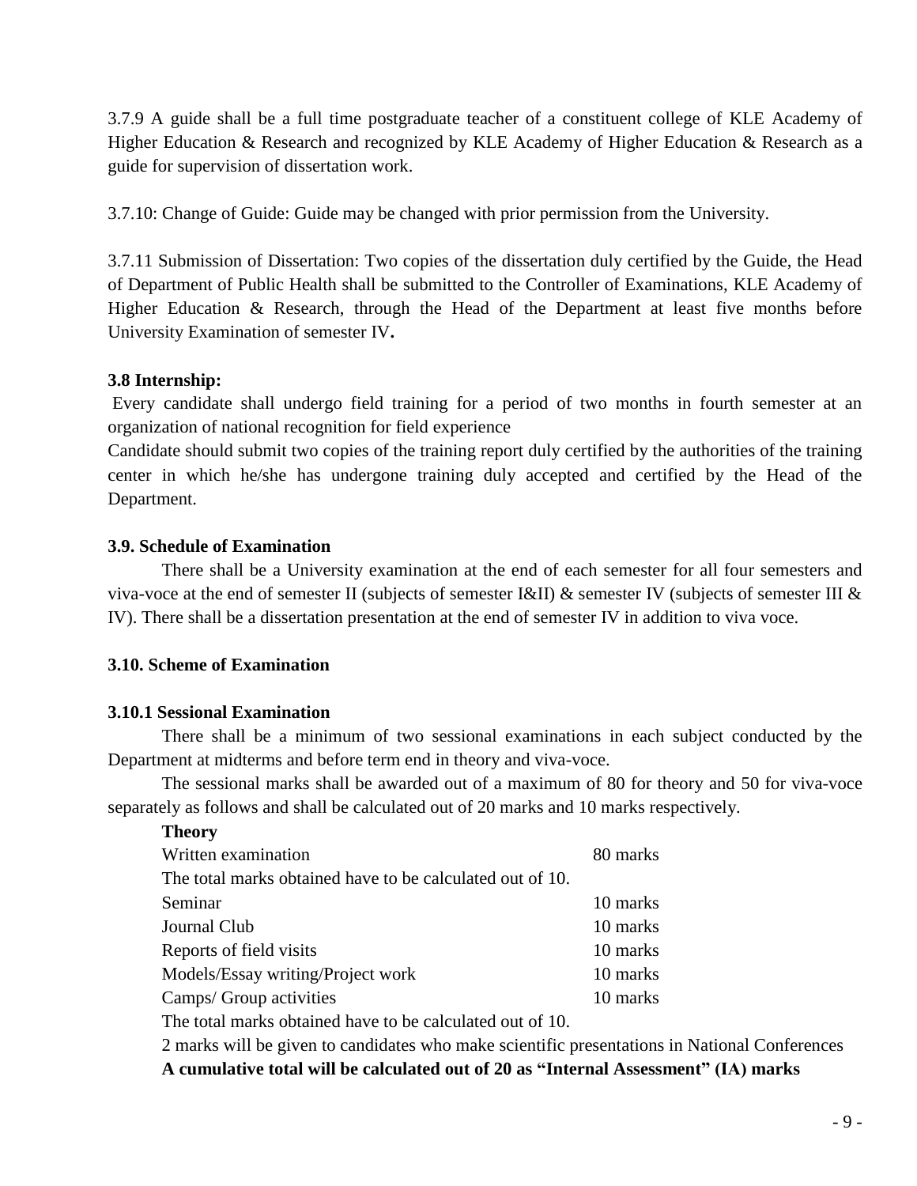3.7.9 A guide shall be a full time postgraduate teacher of a constituent college of KLE Academy of Higher Education & Research and recognized by KLE Academy of Higher Education & Research as a guide for supervision of dissertation work.

3.7.10: Change of Guide: Guide may be changed with prior permission from the University.

3.7.11 Submission of Dissertation: Two copies of the dissertation duly certified by the Guide, the Head of Department of Public Health shall be submitted to the Controller of Examinations, KLE Academy of Higher Education & Research, through the Head of the Department at least five months before University Examination of semester IV**.**

**3.8 Internship:**

Every candidate shall undergo field training for a period of two months in fourth semester at an organization of national recognition for field experience

Candidate should submit two copies of the training report duly certified by the authorities of the training center in which he/she has undergone training duly accepted and certified by the Head of the Department.

**3.9. Schedule of Examination**

There shall be a University examination at the end of each semester for all four semesters and viva-voce at the end of semester II (subjects of semester I&II) & semester IV (subjects of semester III & IV). There shall be a dissertation presentation at the end of semester IV in addition to viva voce.

**3.10. Scheme of Examination**

**3.10.1 Sessional Examination**

There shall be a minimum of two sessional examinations in each subject conducted by the Department at midterms and before term end in theory and viva-voce.

The sessional marks shall be awarded out of a maximum of 80 for theory and 50 for viva-voce separately as follows and shall be calculated out of 20 marks and 10 marks respectively.

**Theory**

| | |
|---|---|
| Written examination | 80 marks |
| The total marks obtained have to be calculated out of 10. | |
| Seminar | 10 marks |
| Journal Club | 10 marks |
| Reports of field visits | 10 marks |
| Models/Essay writing/Project work | 10 marks |
| Camps/ Group activities | 10 marks |
| The total marks obtained have to be calculated out of 10. | |

2 marks will be given to candidates who make scientific presentations in National Conferences

**A cumulative total will be calculated out of 20 as "Internal Assessment" (IA) marks**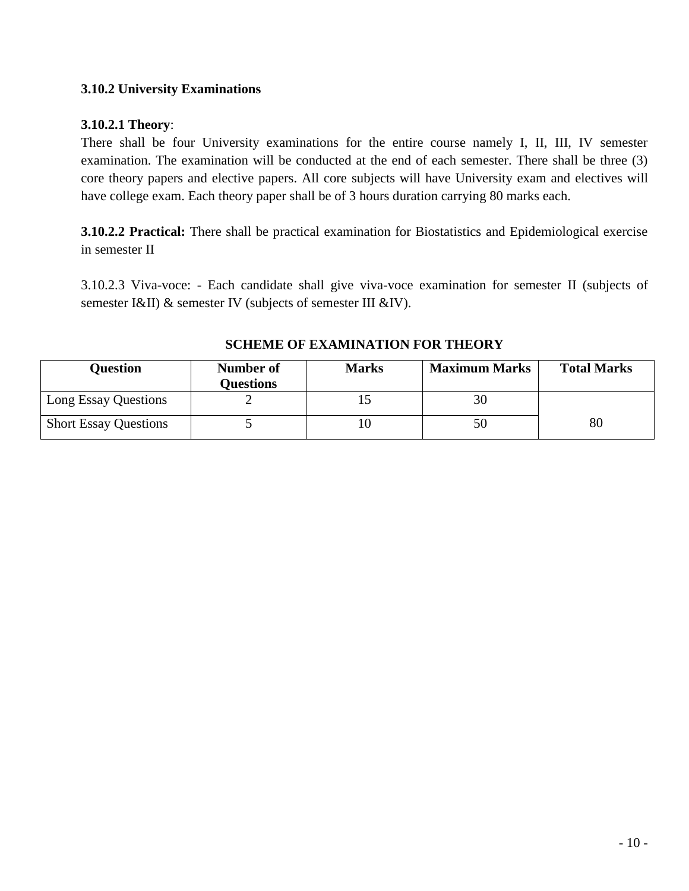### 3.10.2 University Examinations

**3.10.2.1 Theory**:

There shall be four University examinations for the entire course namely I, II, III, IV semester examination. The examination will be conducted at the end of each semester. There shall be three (3) core theory papers and elective papers. All core subjects will have University exam and electives will have college exam. Each theory paper shall be of 3 hours duration carrying 80 marks each.

**3.10.2.2 Practical:** There shall be practical examination for Biostatistics and Epidemiological exercise in semester II

3.10.2.3 Viva-voce: - Each candidate shall give viva-voce examination for semester II (subjects of semester I&II) & semester IV (subjects of semester III &IV).

**SCHEME OF EXAMINATION FOR THEORY**

| Question | Number of Questions | Marks | Maximum Marks | Total Marks |
|---|---|---|---|---|
| Long Essay Questions | 2 | 15 | 30 | 80 |
| Short Essay Questions | 5 | 10 | 50 | |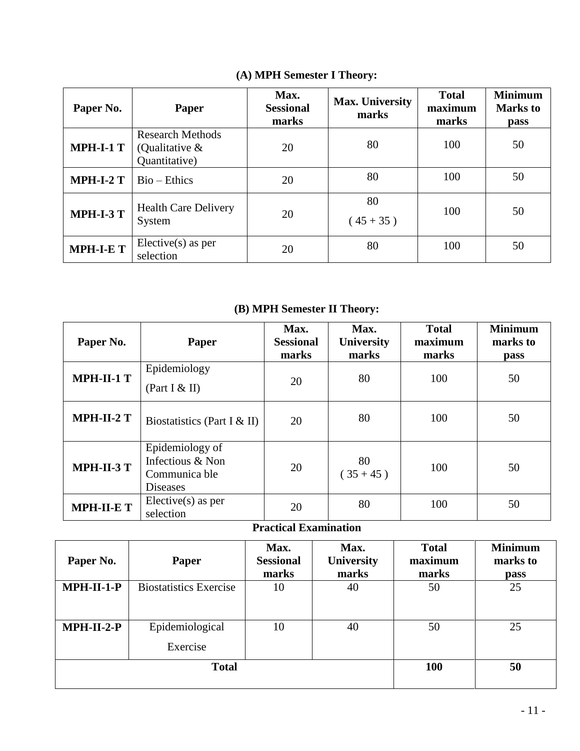### (A) MPH Semester I Theory:

| Paper No. | Paper | Max. Sessional marks | Max. University marks | Total maximum marks | Minimum Marks to pass |
|---|---|---|---|---|---|
| **MPH-I-1 T** | Research Methods (Qualitative & Quantitative) | 20 | 80 | 100 | 50 |
| **MPH-I-2 T** | Bio – Ethics | 20 | 80 | 100 | 50 |
| **MPH-I-3 T** | Health Care Delivery System | 20 | 80 ( 45 + 35 ) | 100 | 50 |
| **MPH-I-E T** | Elective(s) as per selection | 20 | 80 | 100 | 50 |

### (B) MPH Semester II Theory:

| Paper No. | Paper | Max. Sessional marks | Max. University marks | Total maximum marks | Minimum marks to pass |
|---|---|---|---|---|---|
| **MPH-II-1 T** | Epidemiology (Part I & II) | 20 | 80 | 100 | 50 |
| **MPH-II-2 T** | Biostatistics (Part I & II) | 20 | 80 | 100 | 50 |
| **MPH-II-3 T** | Epidemiology of Infectious & Non Communica ble Diseases | 20 | 80 ( 35 + 45 ) | 100 | 50 |
| **MPH-II-E T** | Elective(s) as per selection | 20 | 80 | 100 | 50 |

### Practical Examination

| Paper No. | Paper | Max. Sessional marks | Max. University marks | Total maximum marks | Minimum marks to pass |
|---|---|---|---|---|---|
| **MPH-II-1-P** | Biostatistics Exercise | 10 | 40 | 50 | 25 |
| **MPH-II-2-P** | Epidemiological Exercise | 10 | 40 | 50 | 25 |
| **Total** | | | | **100** | **50** |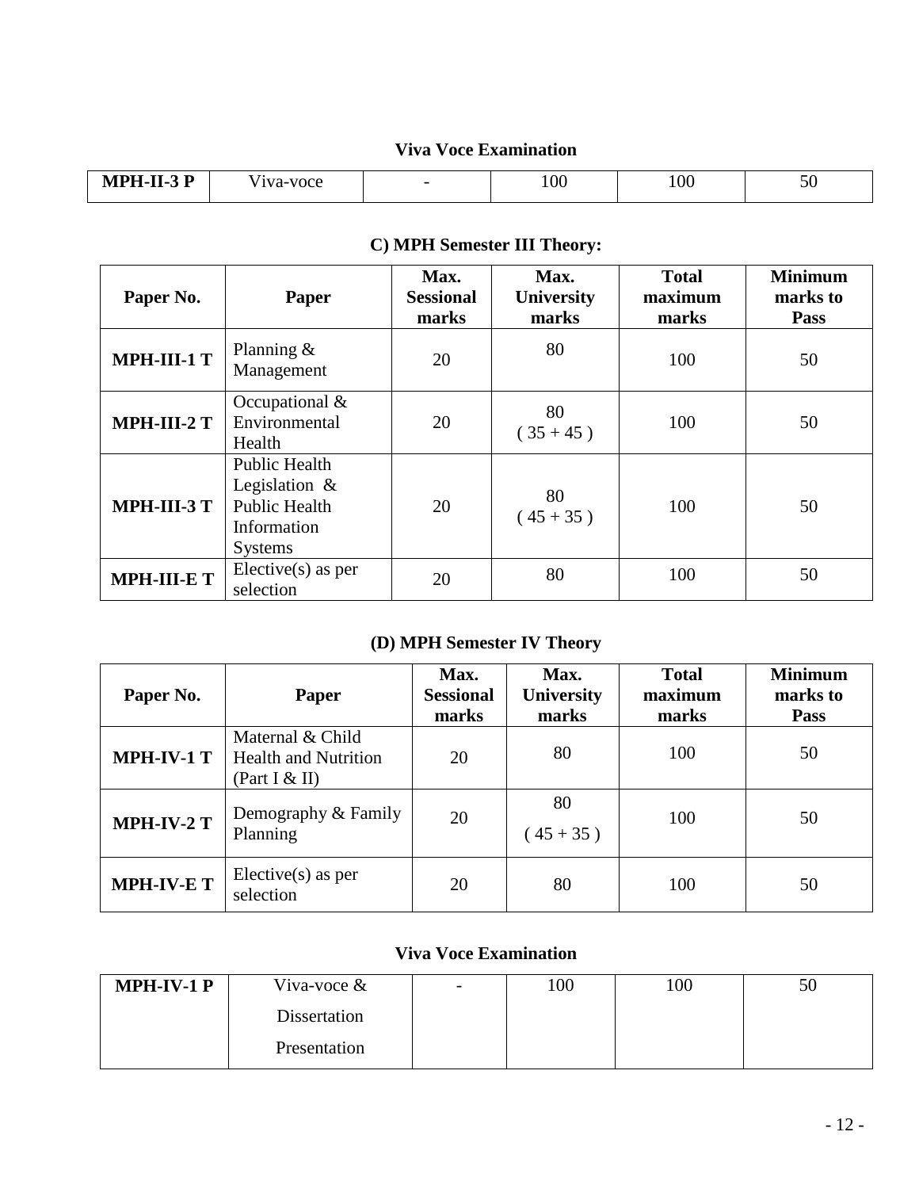### Viva Voce Examination

| MPH-II-3 P | Viva-voce | - | 100 | 100 | 50 |
|---|---|---|---|---|---|

### C) MPH Semester III Theory:

| Paper No. | Paper | Max. Sessional marks | Max. University marks | Total maximum marks | Minimum marks to Pass |
|---|---|---|---|---|---|
| MPH-III-1 T | Planning & Management | 20 | 80 | 100 | 50 |
| MPH-III-2 T | Occupational & Environmental Health | 20 | 80 ( 35 + 45 ) | 100 | 50 |
| MPH-III-3 T | Public Health Legislation & Public Health Information Systems | 20 | 80 ( 45 + 35 ) | 100 | 50 |
| MPH-III-E T | Elective(s) as per selection | 20 | 80 | 100 | 50 |

### (D) MPH Semester IV Theory

| Paper No. | Paper | Max. Sessional marks | Max. University marks | Total maximum marks | Minimum marks to Pass |
|---|---|---|---|---|---|
| MPH-IV-1 T | Maternal & Child Health and Nutrition (Part I & II) | 20 | 80 | 100 | 50 |
| MPH-IV-2 T | Demography & Family Planning | 20 | 80 ( 45 + 35 ) | 100 | 50 |
| MPH-IV-E T | Elective(s) as per selection | 20 | 80 | 100 | 50 |

### Viva Voce Examination

| MPH-IV-1 P | Viva-voce & Dissertation Presentation | - | 100 | 100 | 50 |
|---|---|---|---|---|---|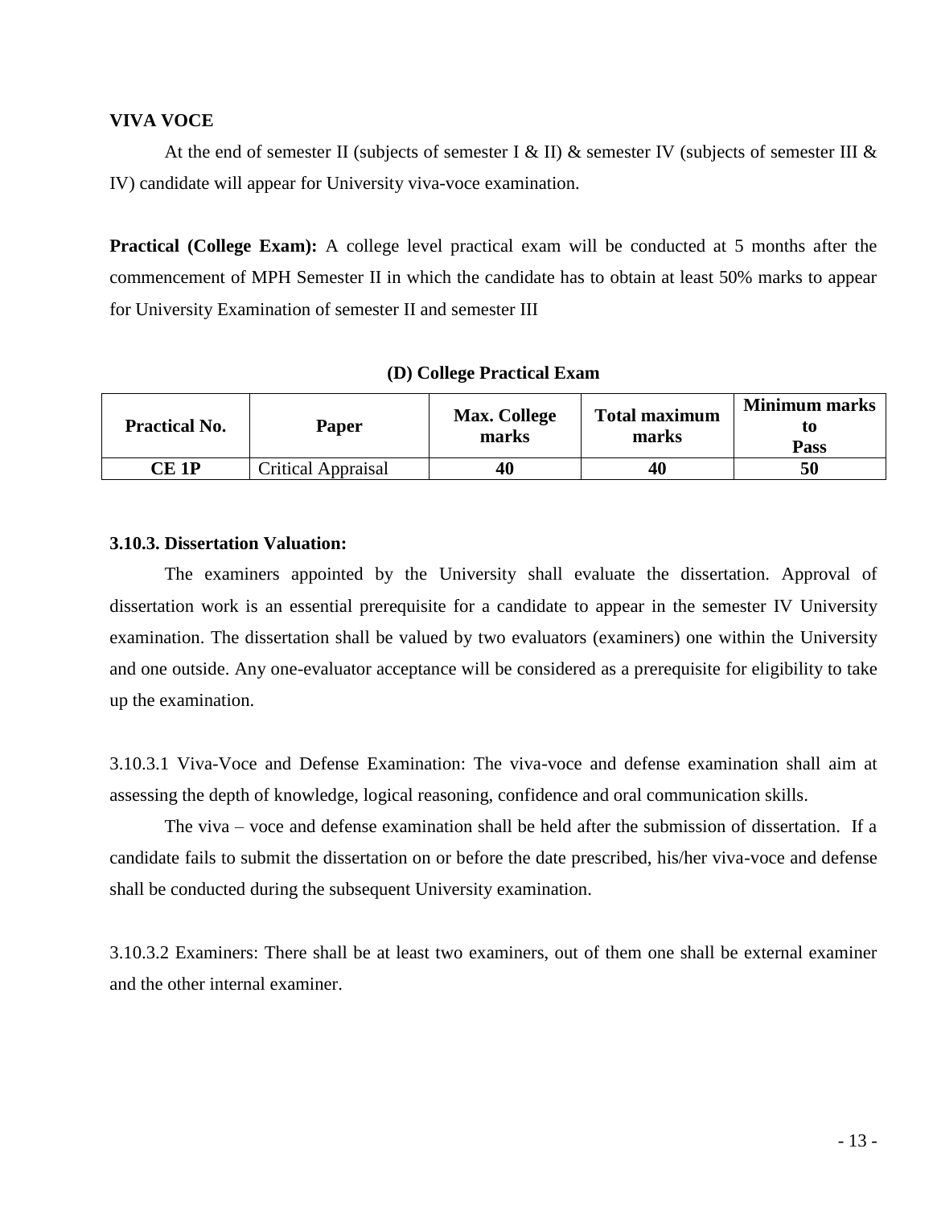**VIVA VOCE**

At the end of semester II (subjects of semester I & II) & semester IV (subjects of semester III & IV) candidate will appear for University viva-voce examination.

**Practical (College Exam):** A college level practical exam will be conducted at 5 months after the commencement of MPH Semester II in which the candidate has to obtain at least 50% marks to appear for University Examination of semester II and semester III

**(D) College Practical Exam**

| Practical No. | Paper | Max. College marks | Total maximum marks | Minimum marks to Pass |
|---|---|---|---|---|
| **CE 1P** | Critical Appraisal | **40** | **40** | **50** |

**3.10.3. Dissertation Valuation:**

The examiners appointed by the University shall evaluate the dissertation. Approval of dissertation work is an essential prerequisite for a candidate to appear in the semester IV University examination. The dissertation shall be valued by two evaluators (examiners) one within the University and one outside. Any one-evaluator acceptance will be considered as a prerequisite for eligibility to take up the examination.

3.10.3.1 Viva-Voce and Defense Examination: The viva-voce and defense examination shall aim at assessing the depth of knowledge, logical reasoning, confidence and oral communication skills.

The viva – voce and defense examination shall be held after the submission of dissertation. If a candidate fails to submit the dissertation on or before the date prescribed, his/her viva-voce and defense shall be conducted during the subsequent University examination.

3.10.3.2 Examiners: There shall be at least two examiners, out of them one shall be external examiner and the other internal examiner.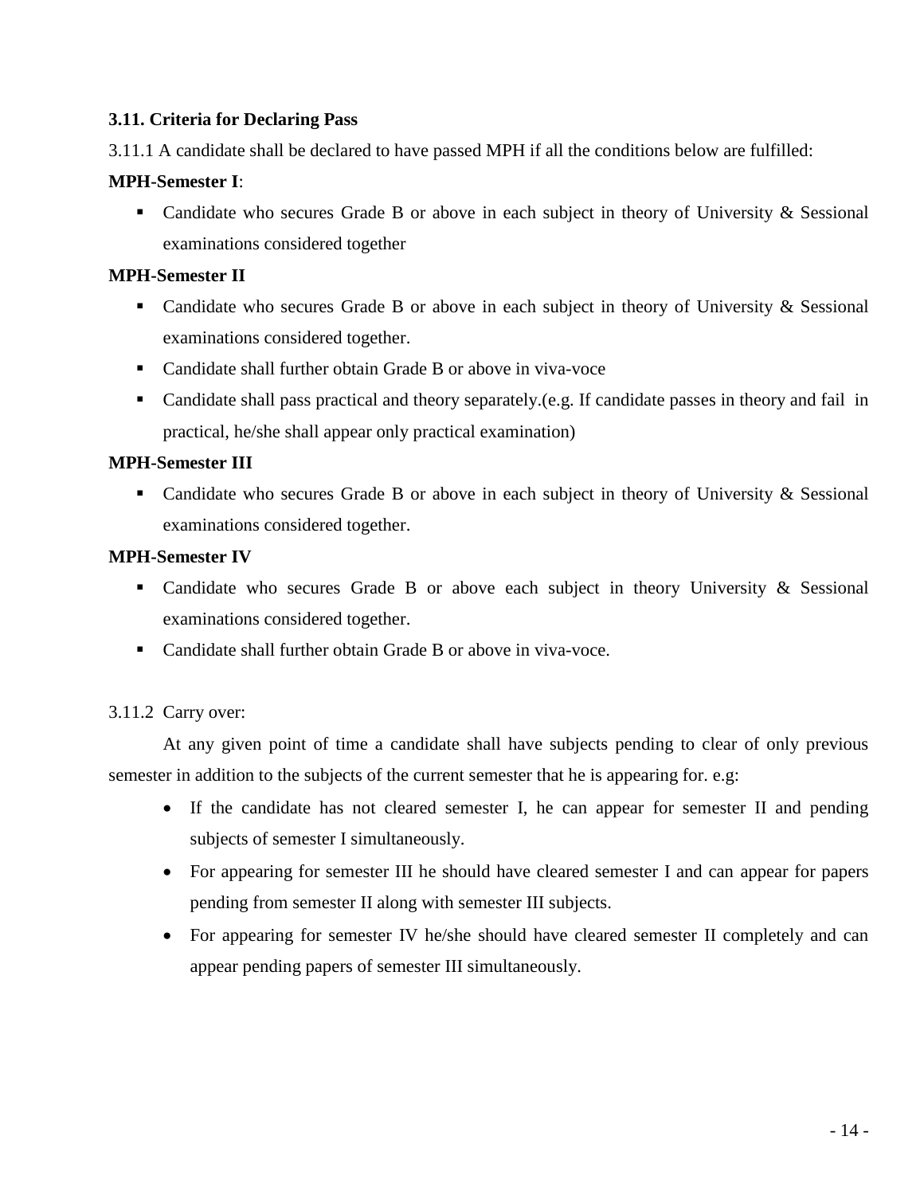### 3.11. Criteria for Declaring Pass

3.11.1 A candidate shall be declared to have passed MPH if all the conditions below are fulfilled:

**MPH-Semester I**:

- Candidate who secures Grade B or above in each subject in theory of University & Sessional examinations considered together

**MPH-Semester II**

- Candidate who secures Grade B or above in each subject in theory of University & Sessional examinations considered together.
- Candidate shall further obtain Grade B or above in viva-voce
- Candidate shall pass practical and theory separately.(e.g. If candidate passes in theory and fail in practical, he/she shall appear only practical examination)

**MPH-Semester III**

- Candidate who secures Grade B or above in each subject in theory of University & Sessional examinations considered together.

**MPH-Semester IV**

- Candidate who secures Grade B or above each subject in theory University & Sessional examinations considered together.
- Candidate shall further obtain Grade B or above in viva-voce.

3.11.2 Carry over:

At any given point of time a candidate shall have subjects pending to clear of only previous semester in addition to the subjects of the current semester that he is appearing for. e.g:

- If the candidate has not cleared semester I, he can appear for semester II and pending subjects of semester I simultaneously.
- For appearing for semester III he should have cleared semester I and can appear for papers pending from semester II along with semester III subjects.
- For appearing for semester IV he/she should have cleared semester II completely and can appear pending papers of semester III simultaneously.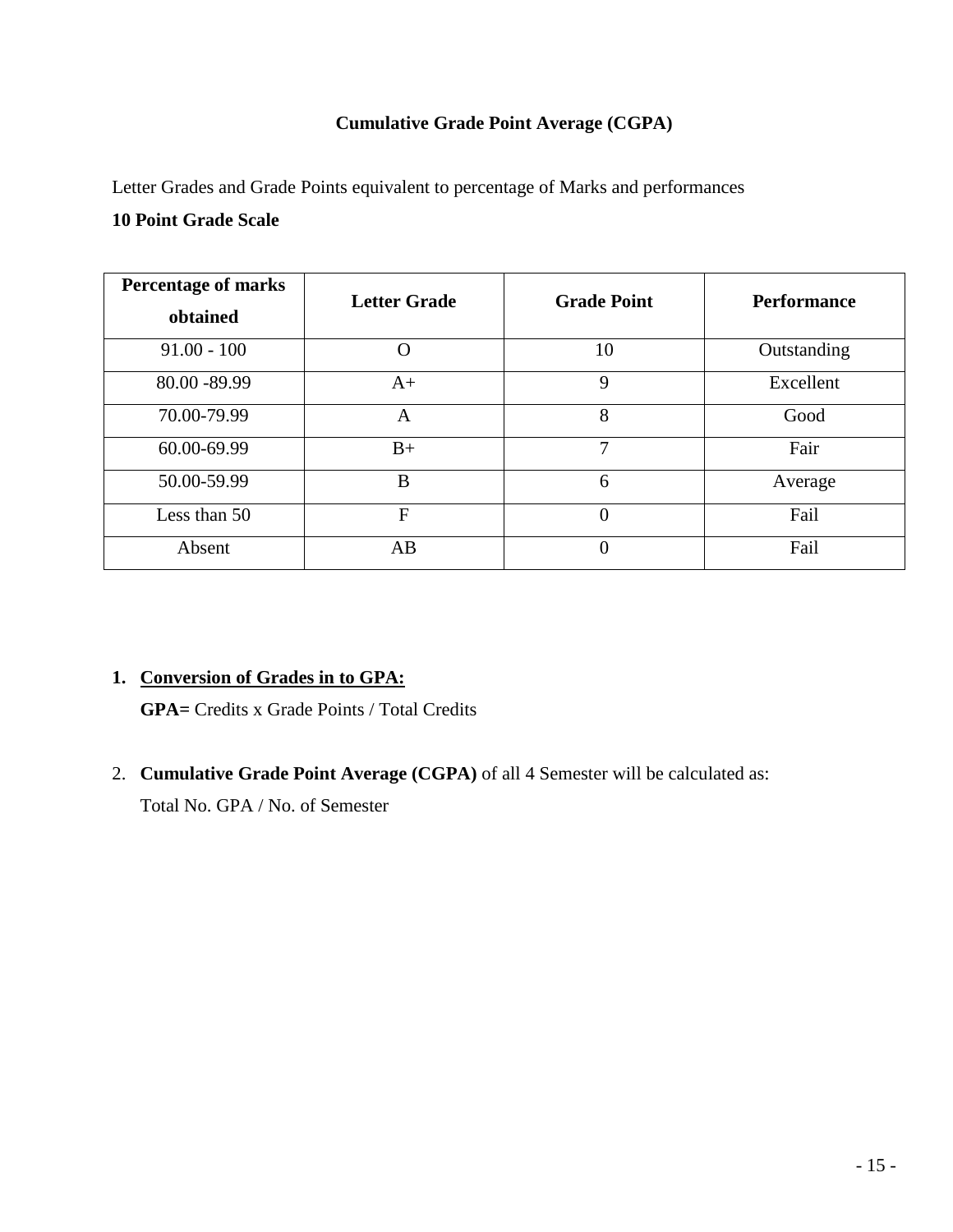## Cumulative Grade Point Average (CGPA)

Letter Grades and Grade Points equivalent to percentage of Marks and performances

**10 Point Grade Scale**

| Percentage of marks obtained | Letter Grade | Grade Point | Performance |
|---|---|---|---|
| 91.00 - 100 | O | 10 | Outstanding |
| 80.00 -89.99 | A+ | 9 | Excellent |
| 70.00-79.99 | A | 8 | Good |
| 60.00-69.99 | B+ | 7 | Fair |
| 50.00-59.99 | B | 6 | Average |
| Less than 50 | F | 0 | Fail |
| Absent | AB | 0 | Fail |

1. **<u>Conversion of Grades in to GPA:</u>**
   **GPA=** Credits x Grade Points / Total Credits

2. **Cumulative Grade Point Average (CGPA)** of all 4 Semester will be calculated as:
   Total No. GPA / No. of Semester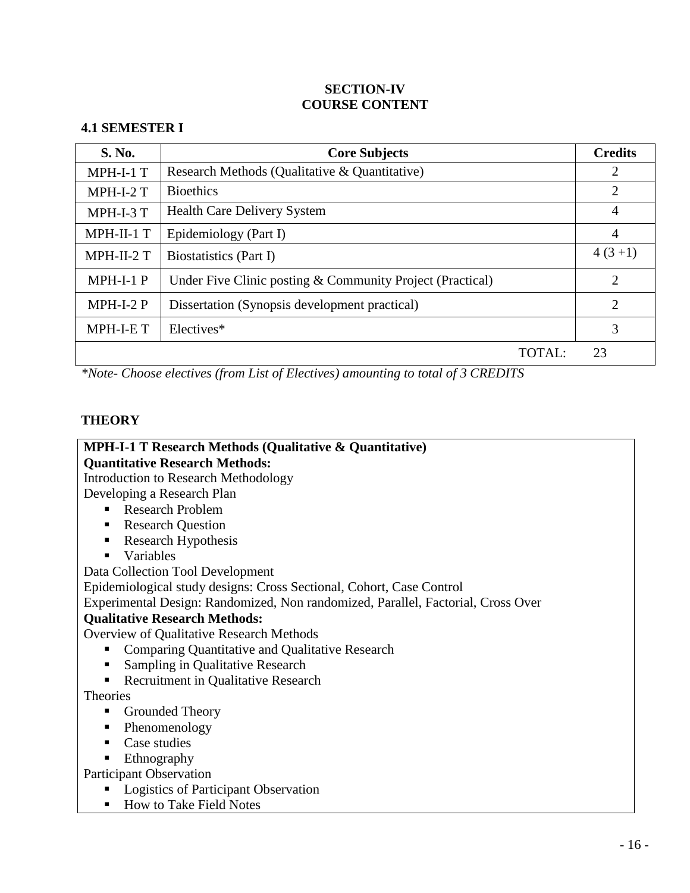# SECTION-IV
# COURSE CONTENT

## 4.1 SEMESTER I

| S. No. | Core Subjects | Credits |
|---|---|---|
| MPH-I-1 T | Research Methods (Qualitative & Quantitative) | 2 |
| MPH-I-2 T | Bioethics | 2 |
| MPH-I-3 T | Health Care Delivery System | 4 |
| MPH-II-1 T | Epidemiology (Part I) | 4 |
| MPH-II-2 T | Biostatistics (Part I) | 4 (3 +1) |
| MPH-I-1 P | Under Five Clinic posting & Community Project (Practical) | 2 |
| MPH-I-2 P | Dissertation (Synopsis development practical) | 2 |
| MPH-I-E T | Electives* | 3 |
| | TOTAL: | 23 |

*\*Note- Choose electives (from List of Electives) amounting to total of 3 CREDITS*

## THEORY

**MPH-I-1 T Research Methods (Qualitative & Quantitative)**

**Quantitative Research Methods:**

Introduction to Research Methodology

Developing a Research Plan

- Research Problem
- Research Question
- Research Hypothesis
- Variables

Data Collection Tool Development

Epidemiological study designs: Cross Sectional, Cohort, Case Control

Experimental Design: Randomized, Non randomized, Parallel, Factorial, Cross Over

**Qualitative Research Methods:**

Overview of Qualitative Research Methods

- Comparing Quantitative and Qualitative Research
- Sampling in Qualitative Research
- Recruitment in Qualitative Research

Theories

- Grounded Theory
- Phenomenology
- Case studies
- Ethnography

Participant Observation

- Logistics of Participant Observation
- How to Take Field Notes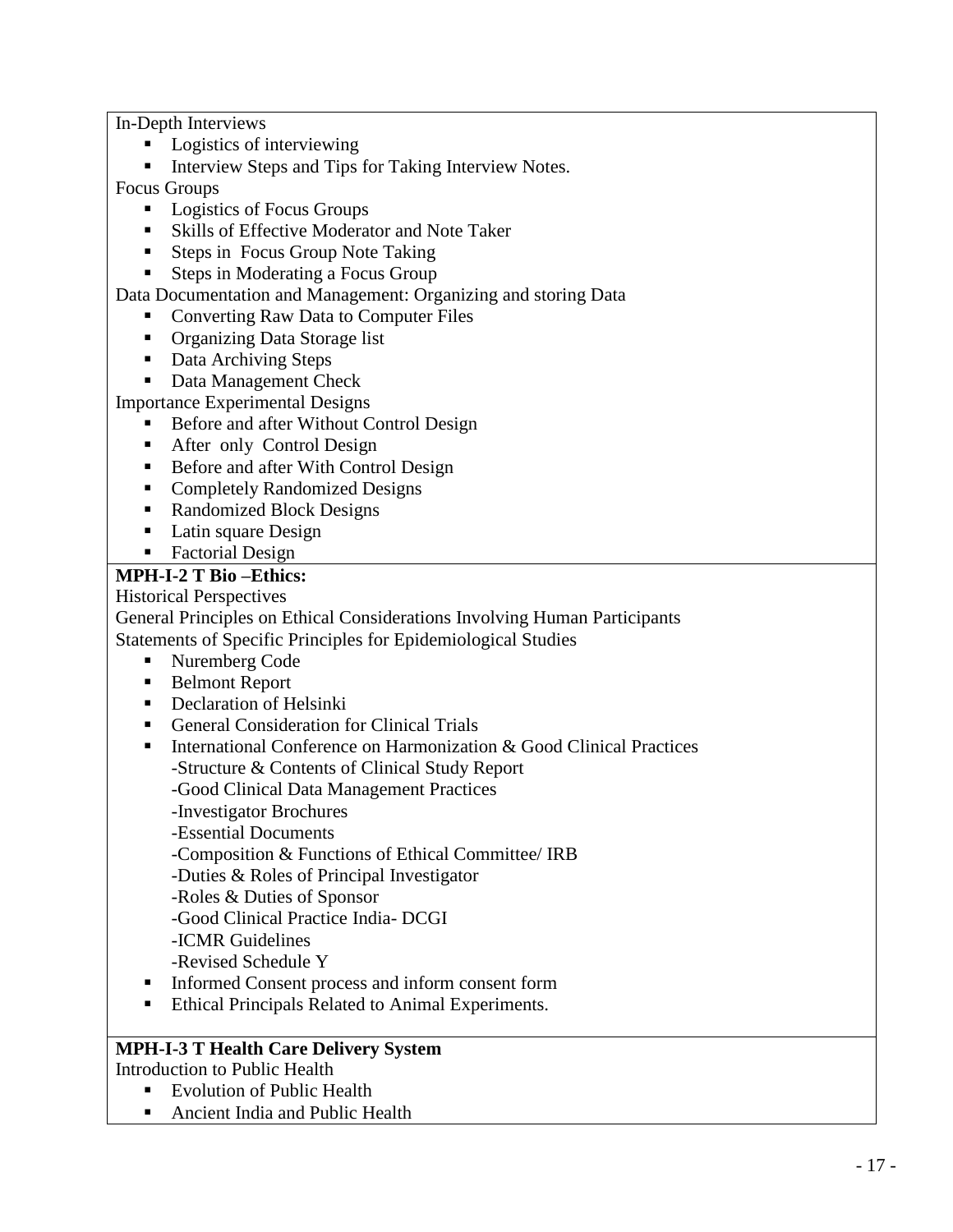In-Depth Interviews

- Logistics of interviewing
- Interview Steps and Tips for Taking Interview Notes.

Focus Groups

- Logistics of Focus Groups
- Skills of Effective Moderator and Note Taker
- Steps in Focus Group Note Taking
- Steps in Moderating a Focus Group

Data Documentation and Management: Organizing and storing Data

- Converting Raw Data to Computer Files
- Organizing Data Storage list
- Data Archiving Steps
- Data Management Check

Importance Experimental Designs

- Before and after Without Control Design
- After only Control Design
- Before and after With Control Design
- Completely Randomized Designs
- Randomized Block Designs
- Latin square Design
- Factorial Design

**MPH-I-2 T Bio –Ethics:**

Historical Perspectives

General Principles on Ethical Considerations Involving Human Participants

Statements of Specific Principles for Epidemiological Studies

- Nuremberg Code
- Belmont Report
- Declaration of Helsinki
- General Consideration for Clinical Trials
- International Conference on Harmonization & Good Clinical Practices
  - -Structure & Contents of Clinical Study Report
  - -Good Clinical Data Management Practices
  - -Investigator Brochures
  - -Essential Documents
  - -Composition & Functions of Ethical Committee/ IRB
  - -Duties & Roles of Principal Investigator
  - -Roles & Duties of Sponsor
  - -Good Clinical Practice India- DCGI
  - -ICMR Guidelines
  - -Revised Schedule Y
- Informed Consent process and inform consent form
- Ethical Principals Related to Animal Experiments.

**MPH-I-3 T Health Care Delivery System**

Introduction to Public Health

- Evolution of Public Health
- Ancient India and Public Health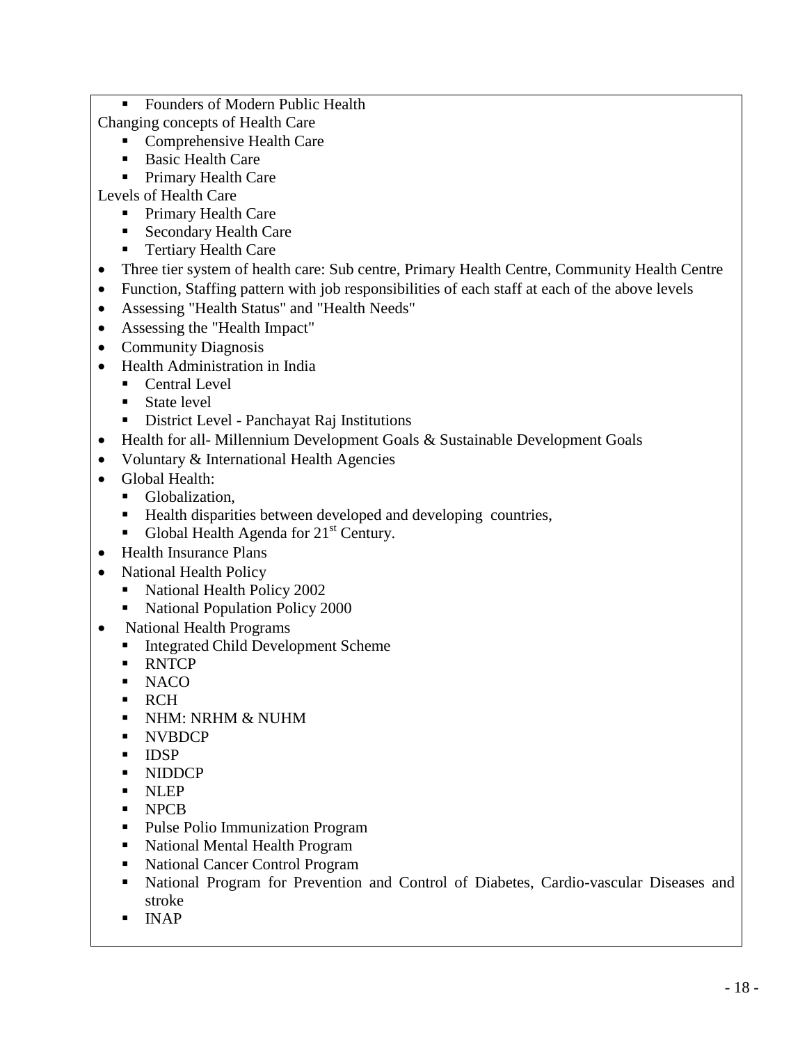- Founders of Modern Public Health

Changing concepts of Health Care

  - Comprehensive Health Care
  - Basic Health Care
  - Primary Health Care

Levels of Health Care

  - Primary Health Care
  - Secondary Health Care
  - Tertiary Health Care

- Three tier system of health care: Sub centre, Primary Health Centre, Community Health Centre
- Function, Staffing pattern with job responsibilities of each staff at each of the above levels
- Assessing "Health Status" and "Health Needs"
- Assessing the "Health Impact"
- Community Diagnosis
- Health Administration in India
  - Central Level
  - State level
  - District Level - Panchayat Raj Institutions
- Health for all- Millennium Development Goals & Sustainable Development Goals
- Voluntary & International Health Agencies
- Global Health:
  - Globalization,
  - Health disparities between developed and developing countries,
  - Global Health Agenda for 21st Century.
- Health Insurance Plans
- National Health Policy
  - National Health Policy 2002
  - National Population Policy 2000
- National Health Programs
  - Integrated Child Development Scheme
  - RNTCP
  - NACO
  - RCH
  - NHM: NRHM & NUHM
  - NVBDCP
  - IDSP
  - NIDDCP
  - NLEP
  - NPCB
  - Pulse Polio Immunization Program
  - National Mental Health Program
  - National Cancer Control Program
  - National Program for Prevention and Control of Diabetes, Cardio-vascular Diseases and stroke
  - INAP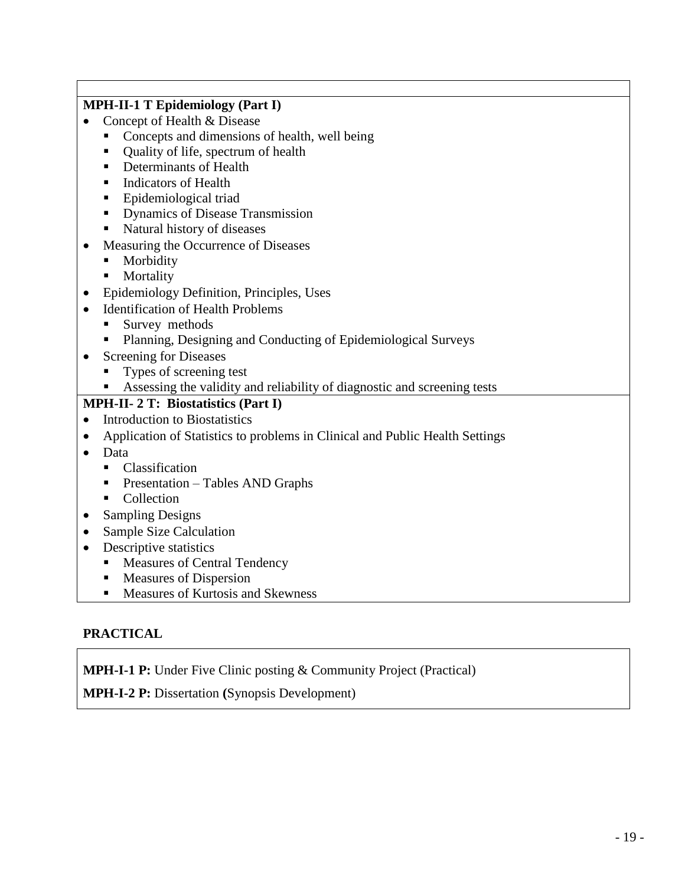**MPH-II-1 T Epidemiology (Part I)**

- Concept of Health & Disease
  - Concepts and dimensions of health, well being
  - Quality of life, spectrum of health
  - Determinants of Health
  - Indicators of Health
  - Epidemiological triad
  - Dynamics of Disease Transmission
  - Natural history of diseases
- Measuring the Occurrence of Diseases
  - Morbidity
  - Mortality
- Epidemiology Definition, Principles, Uses
- Identification of Health Problems
  - Survey methods
  - Planning, Designing and Conducting of Epidemiological Surveys
- Screening for Diseases
  - Types of screening test
  - Assessing the validity and reliability of diagnostic and screening tests

**MPH-II- 2 T: Biostatistics (Part I)**

- Introduction to Biostatistics
- Application of Statistics to problems in Clinical and Public Health Settings
- Data
  - Classification
  - Presentation – Tables AND Graphs
  - Collection
- Sampling Designs
- Sample Size Calculation
- Descriptive statistics
  - Measures of Central Tendency
  - Measures of Dispersion
  - Measures of Kurtosis and Skewness

**PRACTICAL**

**MPH-I-1 P:** Under Five Clinic posting & Community Project (Practical)

**MPH-I-2 P:** Dissertation **(**Synopsis Development)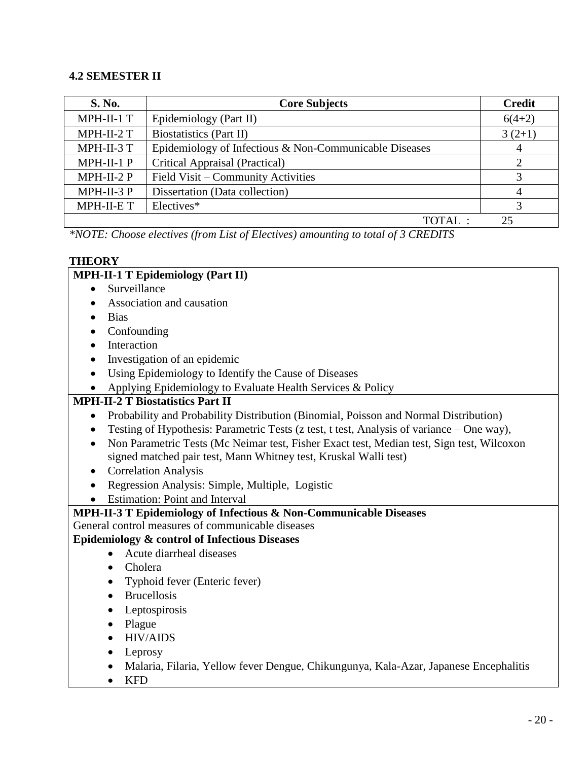### 4.2 SEMESTER II

| S. No. | Core Subjects | Credit |
|---|---|---|
| MPH-II-1 T | Epidemiology (Part II) | 6(4+2) |
| MPH-II-2 T | Biostatistics (Part II) | 3 (2+1) |
| MPH-II-3 T | Epidemiology of Infectious & Non-Communicable Diseases | 4 |
| MPH-II-1 P | Critical Appraisal (Practical) | 2 |
| MPH-II-2 P | Field Visit – Community Activities | 3 |
| MPH-II-3 P | Dissertation (Data collection) | 4 |
| MPH-II-E T | Electives* | 3 |
| | TOTAL : | 25 |

*\*NOTE: Choose electives (from List of Electives) amounting to total of 3 CREDITS*

**THEORY**

**MPH-II-1 T Epidemiology (Part II)**

- Surveillance
- Association and causation
- Bias
- Confounding
- Interaction
- Investigation of an epidemic
- Using Epidemiology to Identify the Cause of Diseases
- Applying Epidemiology to Evaluate Health Services & Policy

**MPH-II-2 T Biostatistics Part II**

- Probability and Probability Distribution (Binomial, Poisson and Normal Distribution)
- Testing of Hypothesis: Parametric Tests (z test, t test, Analysis of variance – One way),
- Non Parametric Tests (Mc Neimar test, Fisher Exact test, Median test, Sign test, Wilcoxon signed matched pair test, Mann Whitney test, Kruskal Walli test)
- Correlation Analysis
- Regression Analysis: Simple, Multiple, Logistic
- Estimation: Point and Interval

**MPH-II-3 T Epidemiology of Infectious & Non-Communicable Diseases**

General control measures of communicable diseases

**Epidemiology & control of Infectious Diseases**

- Acute diarrheal diseases
- Cholera
- Typhoid fever (Enteric fever)
- Brucellosis
- Leptospirosis
- Plague
- HIV/AIDS
- Leprosy
- Malaria, Filaria, Yellow fever Dengue, Chikungunya, Kala-Azar, Japanese Encephalitis
- KFD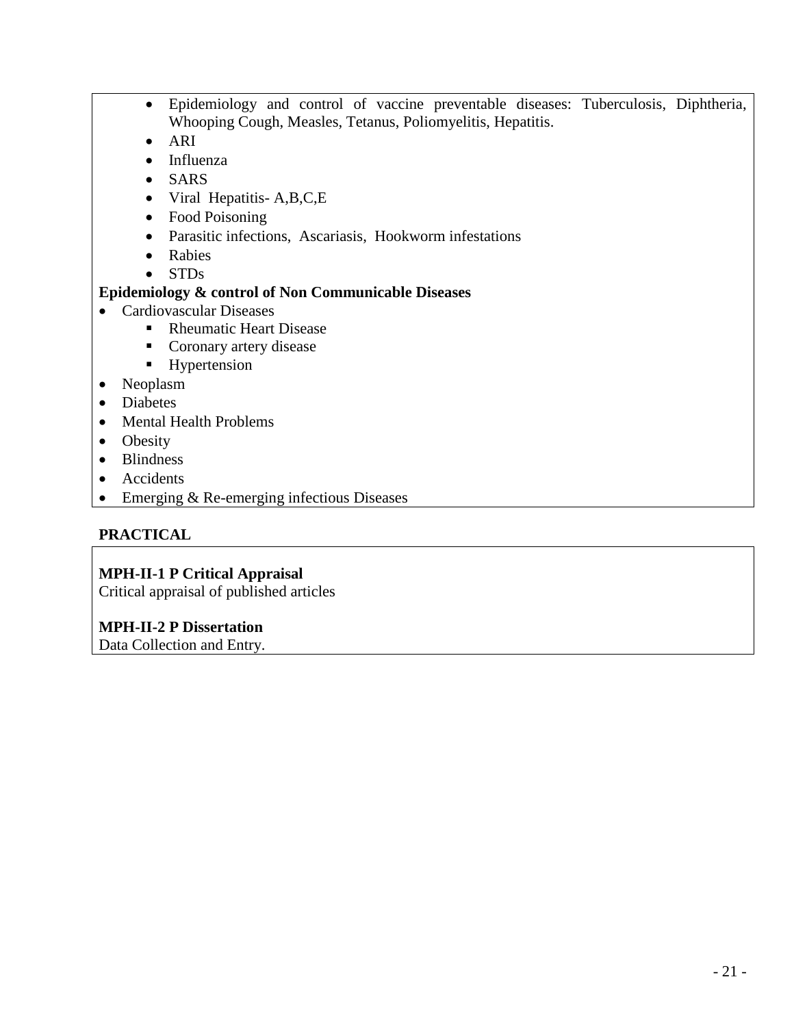- Epidemiology and control of vaccine preventable diseases: Tuberculosis, Diphtheria, Whooping Cough, Measles, Tetanus, Poliomyelitis, Hepatitis.
- ARI
- Influenza
- SARS
- Viral Hepatitis- A,B,C,E
- Food Poisoning
- Parasitic infections, Ascariasis, Hookworm infestations
- Rabies
- STDs

**Epidemiology & control of Non Communicable Diseases**

- Cardiovascular Diseases
  - Rheumatic Heart Disease
  - Coronary artery disease
  - Hypertension
- Neoplasm
- Diabetes
- Mental Health Problems
- Obesity
- Blindness
- Accidents
- Emerging & Re-emerging infectious Diseases

**PRACTICAL**

**MPH-II-1 P Critical Appraisal**
Critical appraisal of published articles

**MPH-II-2 P Dissertation**
Data Collection and Entry.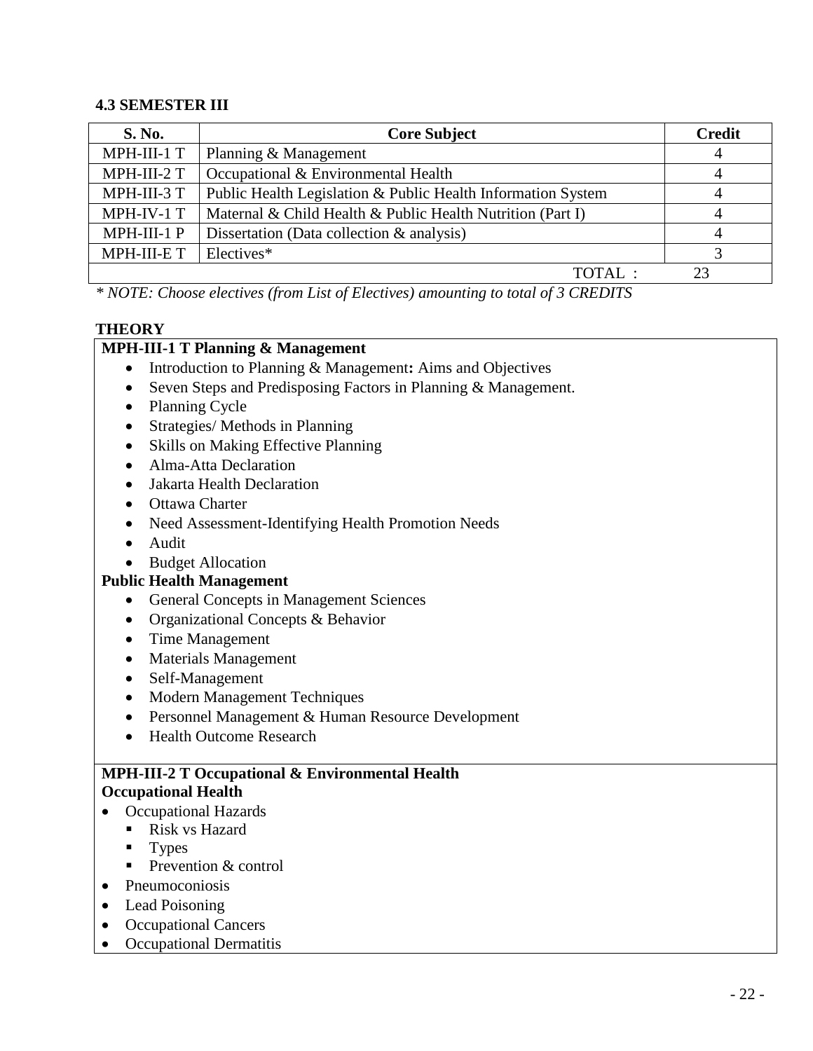### 4.3 SEMESTER III

| S. No. | Core Subject | Credit |
|---|---|---|
| MPH-III-1 T | Planning & Management | 4 |
| MPH-III-2 T | Occupational & Environmental Health | 4 |
| MPH-III-3 T | Public Health Legislation & Public Health Information System | 4 |
| MPH-IV-1 T | Maternal & Child Health & Public Health Nutrition (Part I) | 4 |
| MPH-III-1 P | Dissertation (Data collection & analysis) | 4 |
| MPH-III-E T | Electives* | 3 |
| | TOTAL : | 23 |

*\* NOTE: Choose electives (from List of Electives) amounting to total of 3 CREDITS*

**THEORY**

**MPH-III-1 T Planning & Management**

- Introduction to Planning & Management**:** Aims and Objectives
- Seven Steps and Predisposing Factors in Planning & Management.
- Planning Cycle
- Strategies/ Methods in Planning
- Skills on Making Effective Planning
- Alma-Atta Declaration
- Jakarta Health Declaration
- Ottawa Charter
- Need Assessment-Identifying Health Promotion Needs
- Audit
- Budget Allocation

**Public Health Management**

- General Concepts in Management Sciences
- Organizational Concepts & Behavior
- Time Management
- Materials Management
- Self-Management
- Modern Management Techniques
- Personnel Management & Human Resource Development
- Health Outcome Research

**MPH-III-2 T Occupational & Environmental Health**

**Occupational Health**

- Occupational Hazards
  - Risk vs Hazard
  - Types
  - Prevention & control
- Pneumoconiosis
- Lead Poisoning
- Occupational Cancers
- Occupational Dermatitis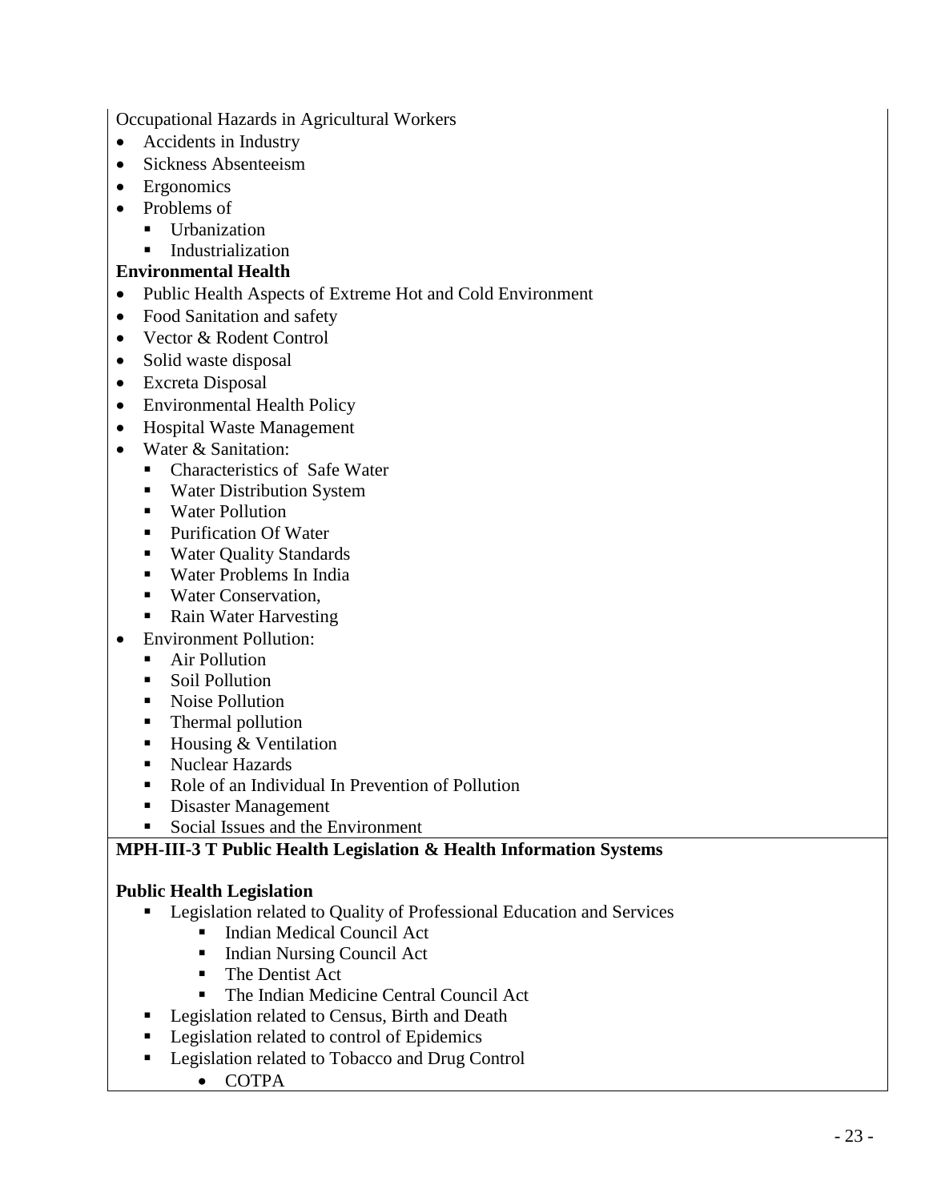Occupational Hazards in Agricultural Workers

- Accidents in Industry
- Sickness Absenteeism
- Ergonomics
- Problems of
  - Urbanization
  - Industrialization

**Environmental Health**

- Public Health Aspects of Extreme Hot and Cold Environment
- Food Sanitation and safety
- Vector & Rodent Control
- Solid waste disposal
- Excreta Disposal
- Environmental Health Policy
- Hospital Waste Management
- Water & Sanitation:
  - Characteristics of Safe Water
  - Water Distribution System
  - Water Pollution
  - Purification Of Water
  - Water Quality Standards
  - Water Problems In India
  - Water Conservation,
  - Rain Water Harvesting
- Environment Pollution:
  - Air Pollution
  - Soil Pollution
  - Noise Pollution
  - Thermal pollution
  - Housing & Ventilation
  - Nuclear Hazards
  - Role of an Individual In Prevention of Pollution
  - Disaster Management
  - Social Issues and the Environment

**MPH-III-3 T Public Health Legislation & Health Information Systems**

**Public Health Legislation**

- Legislation related to Quality of Professional Education and Services
  - Indian Medical Council Act
  - Indian Nursing Council Act
  - The Dentist Act
  - The Indian Medicine Central Council Act
- Legislation related to Census, Birth and Death
- Legislation related to control of Epidemics
- Legislation related to Tobacco and Drug Control
  - COTPA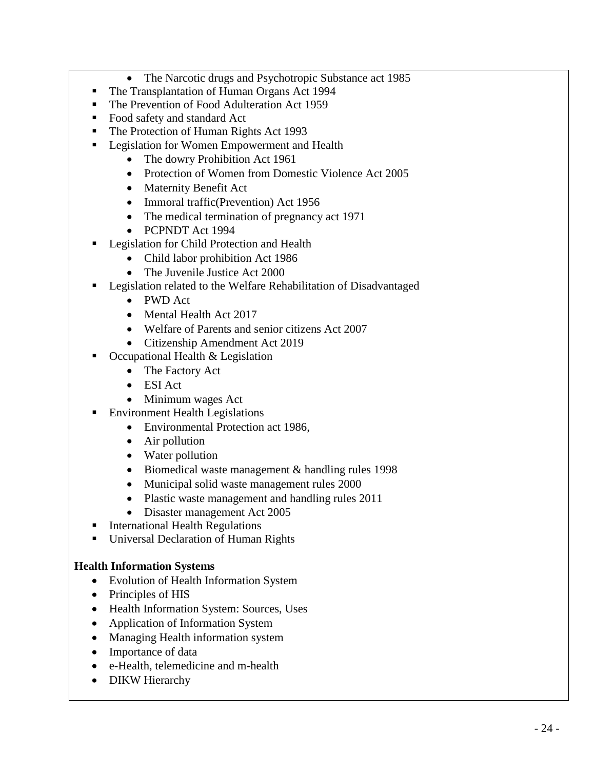- The Narcotic drugs and Psychotropic Substance act 1985

- The Transplantation of Human Organs Act 1994
- The Prevention of Food Adulteration Act 1959
- Food safety and standard Act
- The Protection of Human Rights Act 1993
- Legislation for Women Empowerment and Health
    - The dowry Prohibition Act 1961
    - Protection of Women from Domestic Violence Act 2005
    - Maternity Benefit Act
    - Immoral traffic(Prevention) Act 1956
    - The medical termination of pregnancy act 1971
    - PCPNDT Act 1994
- Legislation for Child Protection and Health
    - Child labor prohibition Act 1986
    - The Juvenile Justice Act 2000
- Legislation related to the Welfare Rehabilitation of Disadvantaged
    - PWD Act
    - Mental Health Act 2017
    - Welfare of Parents and senior citizens Act 2007
    - Citizenship Amendment Act 2019
- Occupational Health & Legislation
    - The Factory Act
    - ESI Act
    - Minimum wages Act
- Environment Health Legislations
    - Environmental Protection act 1986,
    - Air pollution
    - Water pollution
    - Biomedical waste management & handling rules 1998
    - Municipal solid waste management rules 2000
    - Plastic waste management and handling rules 2011
    - Disaster management Act 2005
- International Health Regulations
- Universal Declaration of Human Rights

**Health Information Systems**

- Evolution of Health Information System
- Principles of HIS
- Health Information System: Sources, Uses
- Application of Information System
- Managing Health information system
- Importance of data
- e-Health, telemedicine and m-health
- DIKW Hierarchy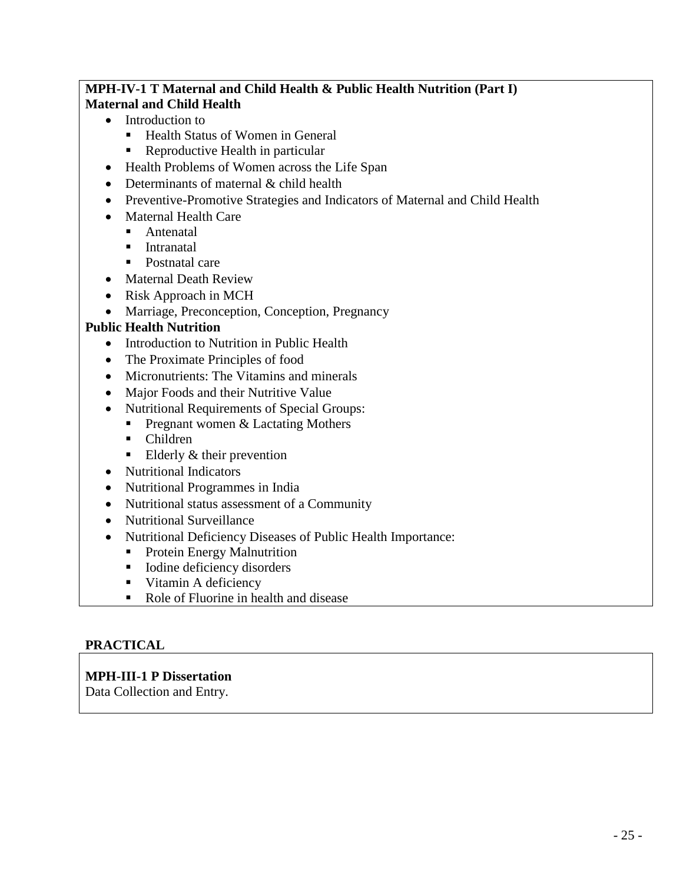**MPH-IV-1 T Maternal and Child Health & Public Health Nutrition (Part I)**
**Maternal and Child Health**

- Introduction to
  - Health Status of Women in General
  - Reproductive Health in particular
- Health Problems of Women across the Life Span
- Determinants of maternal & child health
- Preventive-Promotive Strategies and Indicators of Maternal and Child Health
- Maternal Health Care
  - Antenatal
  - Intranatal
  - Postnatal care
- Maternal Death Review
- Risk Approach in MCH
- Marriage, Preconception, Conception, Pregnancy

**Public Health Nutrition**

- Introduction to Nutrition in Public Health
- The Proximate Principles of food
- Micronutrients: The Vitamins and minerals
- Major Foods and their Nutritive Value
- Nutritional Requirements of Special Groups:
  - Pregnant women & Lactating Mothers
  - Children
  - Elderly & their prevention
- Nutritional Indicators
- Nutritional Programmes in India
- Nutritional status assessment of a Community
- Nutritional Surveillance
- Nutritional Deficiency Diseases of Public Health Importance:
  - Protein Energy Malnutrition
  - Iodine deficiency disorders
  - Vitamin A deficiency
  - Role of Fluorine in health and disease

**PRACTICAL**

**MPH-III-1 P Dissertation**
Data Collection and Entry.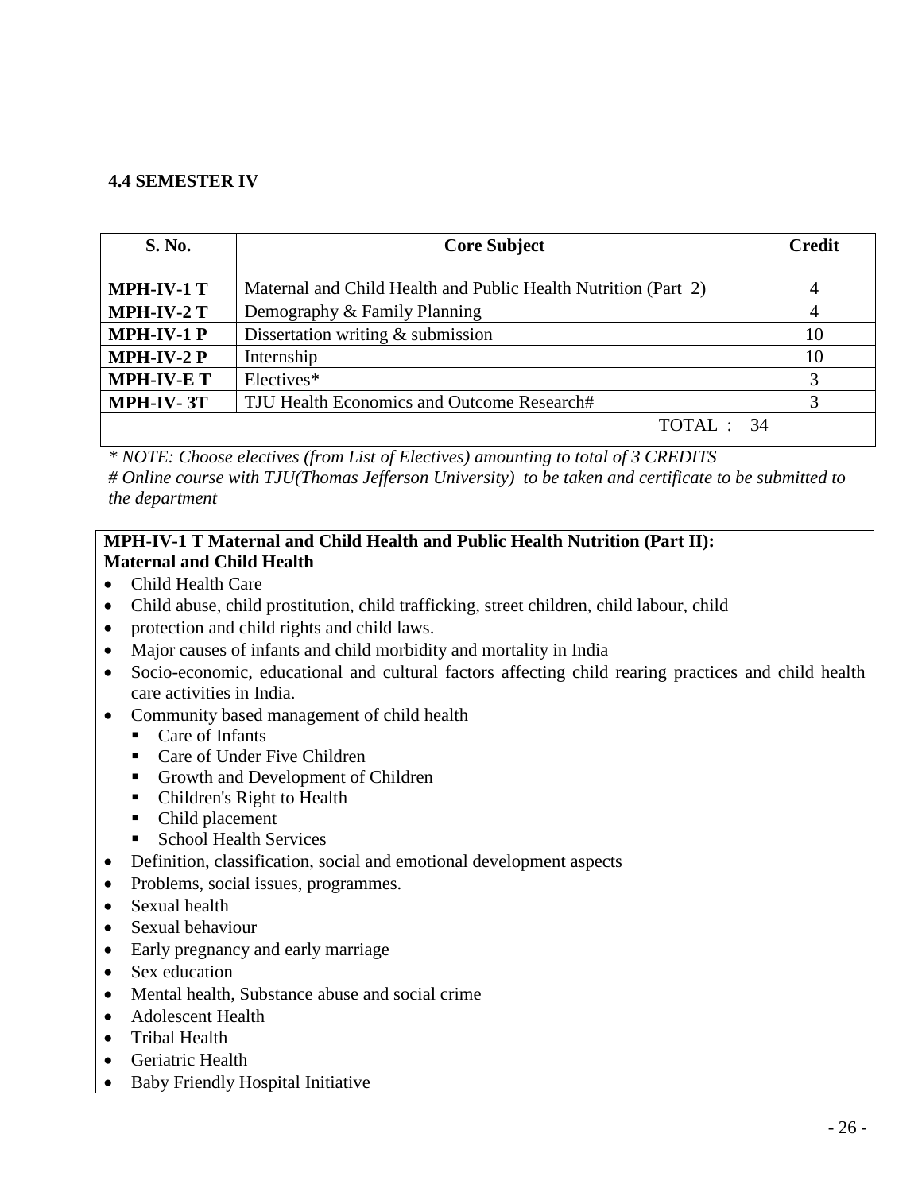### 4.4 SEMESTER IV

| S. No. | Core Subject | Credit |
|---|---|---|
| **MPH-IV-1 T** | Maternal and Child Health and Public Health Nutrition (Part 2) | 4 |
| **MPH-IV-2 T** | Demography & Family Planning | 4 |
| **MPH-IV-1 P** | Dissertation writing & submission | 10 |
| **MPH-IV-2 P** | Internship | 10 |
| **MPH-IV-E T** | Electives* | 3 |
| **MPH-IV- 3T** | TJU Health Economics and Outcome Research# | 3 |
| | TOTAL : | 34 |

*\* NOTE: Choose electives (from List of Electives) amounting to total of 3 CREDITS*
*# Online course with TJU(Thomas Jefferson University) to be taken and certificate to be submitted to the department*

**MPH-IV-1 T Maternal and Child Health and Public Health Nutrition (Part II):**
**Maternal and Child Health**

- Child Health Care
- Child abuse, child prostitution, child trafficking, street children, child labour, child
- protection and child rights and child laws.
- Major causes of infants and child morbidity and mortality in India
- Socio-economic, educational and cultural factors affecting child rearing practices and child health care activities in India.
- Community based management of child health
  - Care of Infants
  - Care of Under Five Children
  - Growth and Development of Children
  - Children's Right to Health
  - Child placement
  - School Health Services
- Definition, classification, social and emotional development aspects
- Problems, social issues, programmes.
- Sexual health
- Sexual behaviour
- Early pregnancy and early marriage
- Sex education
- Mental health, Substance abuse and social crime
- Adolescent Health
- Tribal Health
- Geriatric Health
- Baby Friendly Hospital Initiative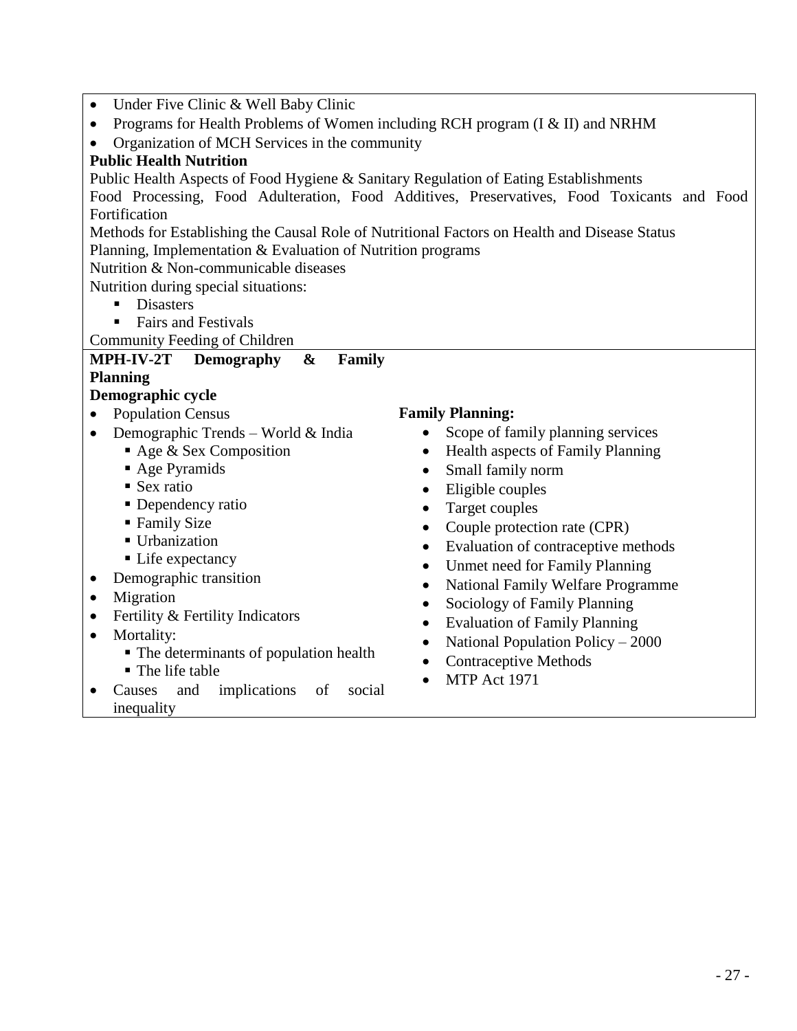- Under Five Clinic & Well Baby Clinic
- Programs for Health Problems of Women including RCH program (I & II) and NRHM
- Organization of MCH Services in the community

**Public Health Nutrition**

Public Health Aspects of Food Hygiene & Sanitary Regulation of Eating Establishments

Food Processing, Food Adulteration, Food Additives, Preservatives, Food Toxicants and Food Fortification

Methods for Establishing the Causal Role of Nutritional Factors on Health and Disease Status

Planning, Implementation & Evaluation of Nutrition programs

Nutrition & Non-communicable diseases

Nutrition during special situations:

- Disasters
- Fairs and Festivals

Community Feeding of Children

**MPH-IV-2T Demography & Family Planning**

**Demographic cycle**

- Population Census
- Demographic Trends – World & India
  - Age & Sex Composition
  - Age Pyramids
  - Sex ratio
  - Dependency ratio
  - Family Size
  - Urbanization
  - Life expectancy
- Demographic transition
- Migration
- Fertility & Fertility Indicators
- Mortality:
  - The determinants of population health
  - The life table
- Causes and implications of social inequality

**Family Planning:**

- Scope of family planning services
- Health aspects of Family Planning
- Small family norm
- Eligible couples
- Target couples
- Couple protection rate (CPR)
- Evaluation of contraceptive methods
- Unmet need for Family Planning
- National Family Welfare Programme
- Sociology of Family Planning
- Evaluation of Family Planning
- National Population Policy – 2000
- Contraceptive Methods
- MTP Act 1971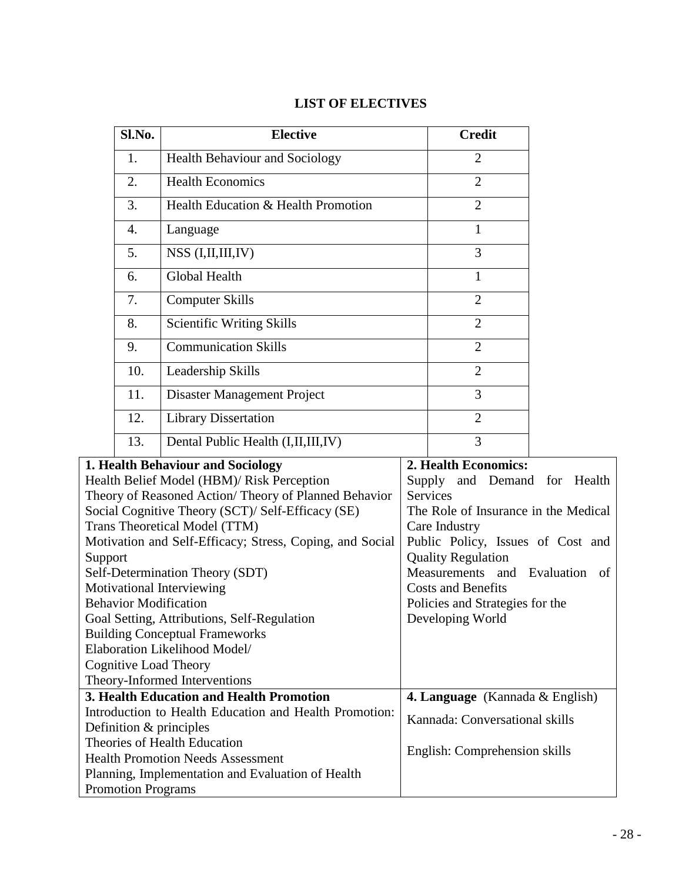## LIST OF ELECTIVES

| Sl.No. | Elective | Credit |
|---|---|---|
| 1. | Health Behaviour and Sociology | 2 |
| 2. | Health Economics | 2 |
| 3. | Health Education & Health Promotion | 2 |
| 4. | Language | 1 |
| 5. | NSS (I,II,III,IV) | 3 |
| 6. | Global Health | 1 |
| 7. | Computer Skills | 2 |
| 8. | Scientific Writing Skills | 2 |
| 9. | Communication Skills | 2 |
| 10. | Leadership Skills | 2 |
| 11. | Disaster Management Project | 3 |
| 12. | Library Dissertation | 2 |
| 13. | Dental Public Health (I,II,III,IV) | 3 |

| **1. Health Behaviour and Sociology** | **2. Health Economics:** |
|---|---|
| Health Belief Model (HBM)/ Risk Perception<br>Theory of Reasoned Action/ Theory of Planned Behavior<br>Social Cognitive Theory (SCT)/ Self-Efficacy (SE)<br>Trans Theoretical Model (TTM)<br>Motivation and Self-Efficacy; Stress, Coping, and Social Support<br>Self-Determination Theory (SDT)<br>Motivational Interviewing<br>Behavior Modification<br>Goal Setting, Attributions, Self-Regulation<br>Building Conceptual Frameworks<br>Elaboration Likelihood Model/<br>Cognitive Load Theory<br>Theory-Informed Interventions | Supply and Demand for Health Services<br>The Role of Insurance in the Medical Care Industry<br>Public Policy, Issues of Cost and Quality Regulation<br>Measurements and Evaluation of Costs and Benefits<br>Policies and Strategies for the Developing World |
| **3. Health Education and Health Promotion** | **4. Language** (Kannada & English) |
| Introduction to Health Education and Health Promotion: Definition & principles<br>Theories of Health Education<br>Health Promotion Needs Assessment<br>Planning, Implementation and Evaluation of Health Promotion Programs | Kannada: Conversational skills<br><br>English: Comprehension skills |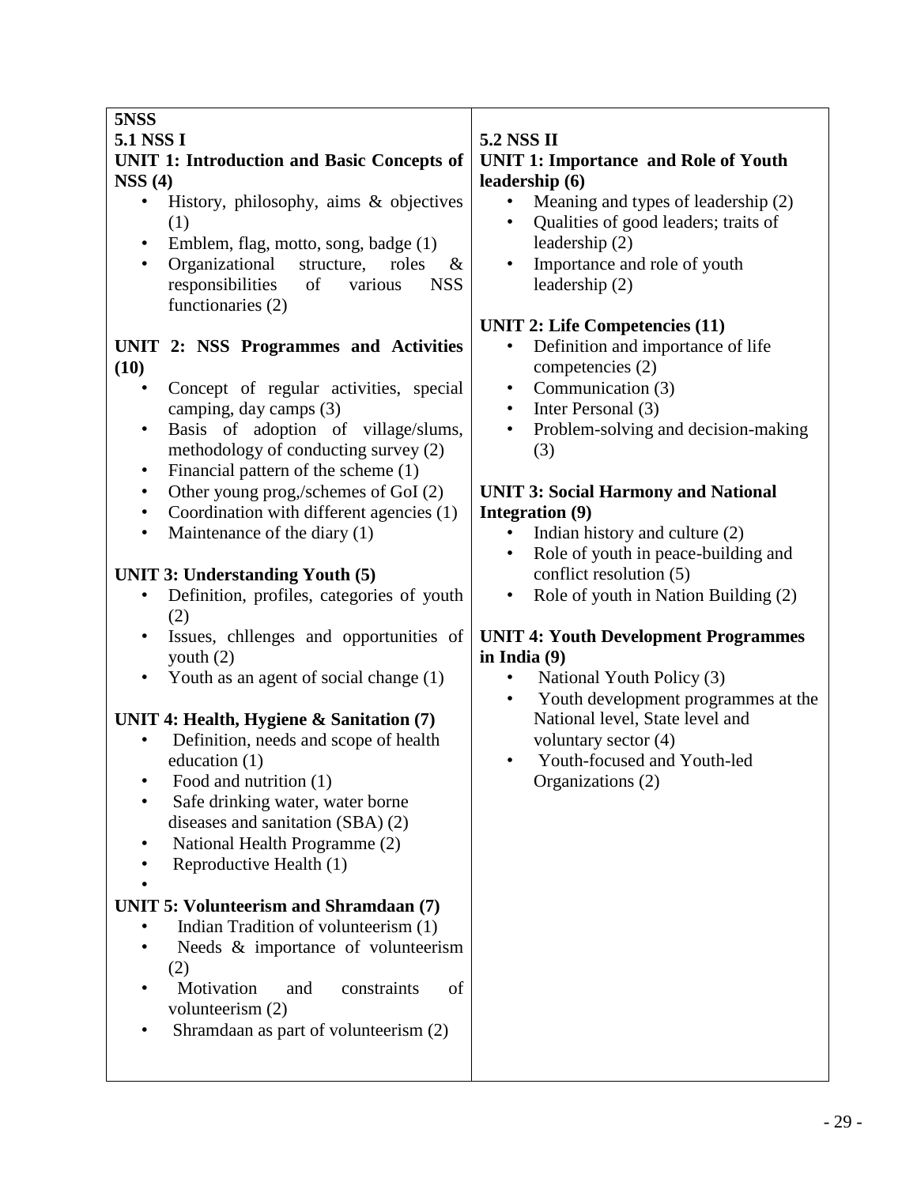**5NSS**

**5.1 NSS I**

**UNIT 1: Introduction and Basic Concepts of NSS (4)**

- History, philosophy, aims & objectives (1)
- Emblem, flag, motto, song, badge (1)
- Organizational structure, roles & responsibilities of various NSS functionaries (2)

**UNIT 2: NSS Programmes and Activities (10)**

- Concept of regular activities, special camping, day camps (3)
- Basis of adoption of village/slums, methodology of conducting survey (2)
- Financial pattern of the scheme (1)
- Other young prog,/schemes of GoI (2)
- Coordination with different agencies (1)
- Maintenance of the diary (1)

**UNIT 3: Understanding Youth (5)**

- Definition, profiles, categories of youth (2)
- Issues, chllenges and opportunities of youth (2)
- Youth as an agent of social change (1)

**UNIT 4: Health, Hygiene & Sanitation (7)**

- Definition, needs and scope of health education (1)
- Food and nutrition (1)
- Safe drinking water, water borne diseases and sanitation (SBA) (2)
- National Health Programme (2)
- Reproductive Health (1)

**UNIT 5: Volunteerism and Shramdaan (7)**

- Indian Tradition of volunteerism (1)
- Needs & importance of volunteerism (2)
- Motivation and constraints of volunteerism (2)
- Shramdaan as part of volunteerism (2)

**5.2 NSS II**

**UNIT 1: Importance and Role of Youth leadership (6)**

- Meaning and types of leadership (2)
- Qualities of good leaders; traits of leadership (2)
- Importance and role of youth leadership (2)

**UNIT 2: Life Competencies (11)**

- Definition and importance of life competencies (2)
- Communication (3)
- Inter Personal (3)
- Problem-solving and decision-making (3)

**UNIT 3: Social Harmony and National Integration (9)**

- Indian history and culture (2)
- Role of youth in peace-building and conflict resolution (5)
- Role of youth in Nation Building (2)

**UNIT 4: Youth Development Programmes in India (9)**

- National Youth Policy (3)
- Youth development programmes at the National level, State level and voluntary sector (4)
- Youth-focused and Youth-led Organizations (2)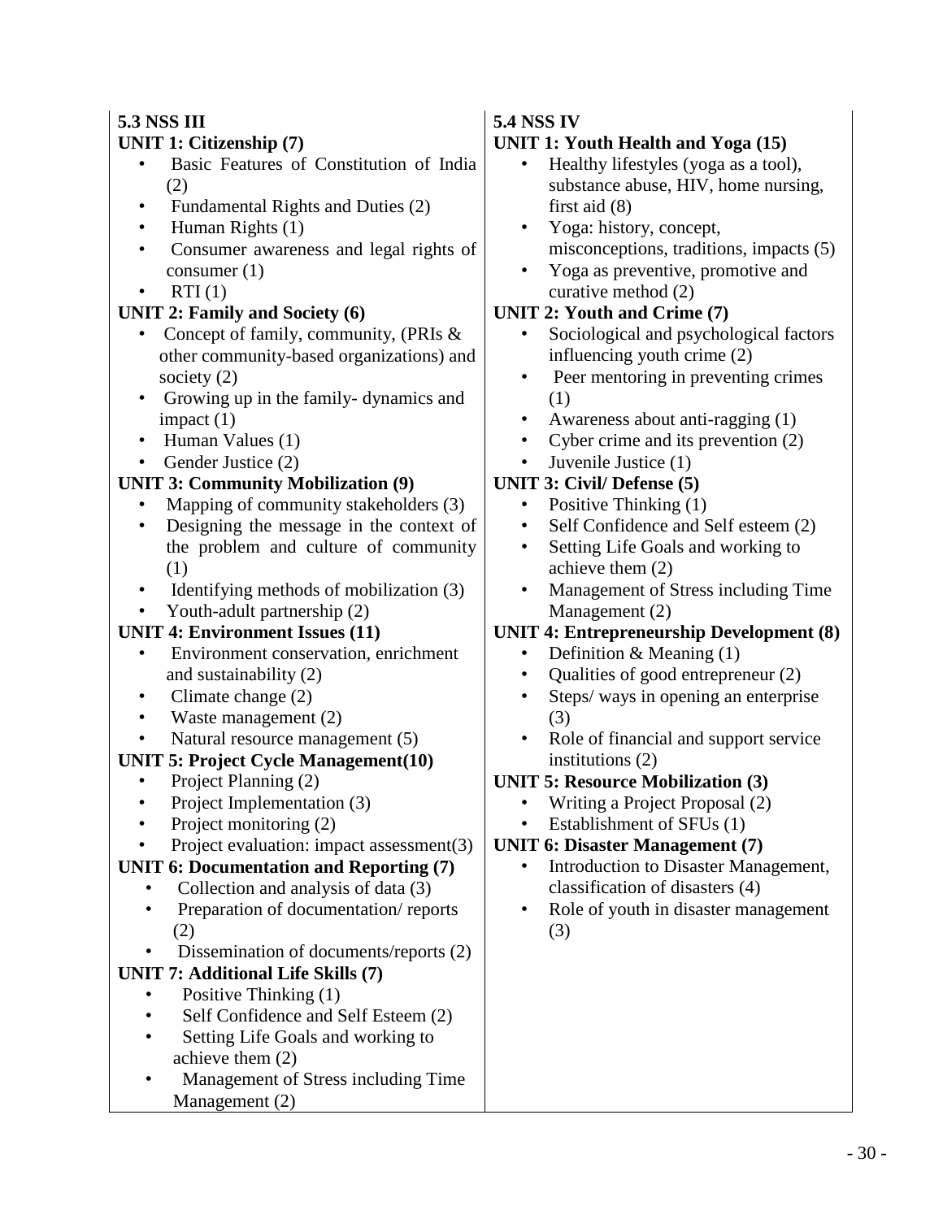## 5.3 NSS III

**UNIT 1: Citizenship (7)**

- Basic Features of Constitution of India (2)
- Fundamental Rights and Duties (2)
- Human Rights (1)
- Consumer awareness and legal rights of consumer (1)
- RTI (1)

**UNIT 2: Family and Society (6)**

- Concept of family, community, (PRIs & other community-based organizations) and society (2)
- Growing up in the family- dynamics and impact (1)
- Human Values (1)
- Gender Justice (2)

**UNIT 3: Community Mobilization (9)**

- Mapping of community stakeholders (3)
- Designing the message in the context of the problem and culture of community (1)
- Identifying methods of mobilization (3)
- Youth-adult partnership (2)

**UNIT 4: Environment Issues (11)**

- Environment conservation, enrichment and sustainability (2)
- Climate change (2)
- Waste management (2)
- Natural resource management (5)

**UNIT 5: Project Cycle Management(10)**

- Project Planning (2)
- Project Implementation (3)
- Project monitoring (2)
- Project evaluation: impact assessment(3)

**UNIT 6: Documentation and Reporting (7)**

- Collection and analysis of data (3)
- Preparation of documentation/ reports (2)
- Dissemination of documents/reports (2)

**UNIT 7: Additional Life Skills (7)**

- Positive Thinking (1)
- Self Confidence and Self Esteem (2)
- Setting Life Goals and working to achieve them (2)
- Management of Stress including Time Management (2)

## 5.4 NSS IV

**UNIT 1: Youth Health and Yoga (15)**

- Healthy lifestyles (yoga as a tool), substance abuse, HIV, home nursing, first aid (8)
- Yoga: history, concept, misconceptions, traditions, impacts (5)
- Yoga as preventive, promotive and curative method (2)

**UNIT 2: Youth and Crime (7)**

- Sociological and psychological factors influencing youth crime (2)
- Peer mentoring in preventing crimes (1)
- Awareness about anti-ragging (1)
- Cyber crime and its prevention (2)
- Juvenile Justice (1)

**UNIT 3: Civil/ Defense (5)**

- Positive Thinking (1)
- Self Confidence and Self esteem (2)
- Setting Life Goals and working to achieve them (2)
- Management of Stress including Time Management (2)

**UNIT 4: Entrepreneurship Development (8)**

- Definition & Meaning (1)
- Qualities of good entrepreneur (2)
- Steps/ ways in opening an enterprise (3)
- Role of financial and support service institutions (2)

**UNIT 5: Resource Mobilization (3)**

- Writing a Project Proposal (2)
- Establishment of SFUs (1)

**UNIT 6: Disaster Management (7)**

- Introduction to Disaster Management, classification of disasters (4)
- Role of youth in disaster management (3)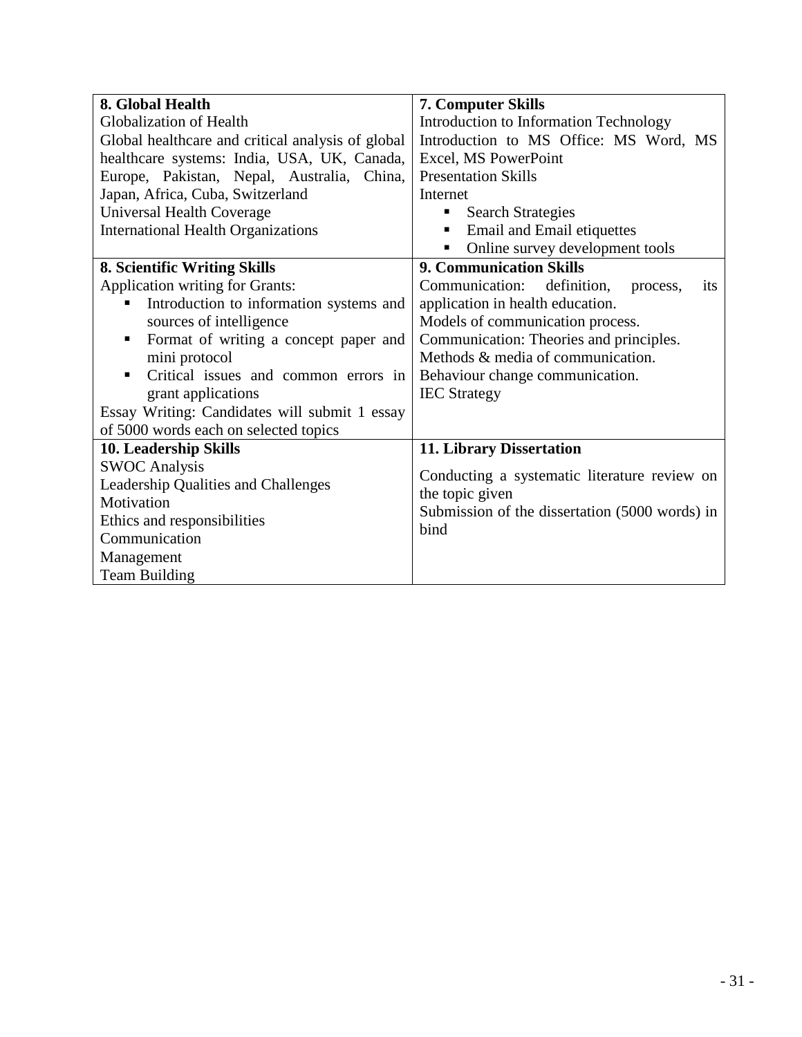| **8. Global Health**<br>Globalization of Health<br>Global healthcare and critical analysis of global healthcare systems: India, USA, UK, Canada, Europe, Pakistan, Nepal, Australia, China, Japan, Africa, Cuba, Switzerland<br>Universal Health Coverage<br>International Health Organizations | **7. Computer Skills**<br>Introduction to Information Technology<br>Introduction to MS Office: MS Word, MS Excel, MS PowerPoint<br>Presentation Skills<br>Internet<br>▪ Search Strategies<br>▪ Email and Email etiquettes<br>▪ Online survey development tools |
|---|---|
| **8. Scientific Writing Skills**<br>Application writing for Grants:<br>▪ Introduction to information systems and sources of intelligence<br>▪ Format of writing a concept paper and mini protocol<br>▪ Critical issues and common errors in grant applications<br>Essay Writing: Candidates will submit 1 essay of 5000 words each on selected topics | **9. Communication Skills**<br>Communication: definition, process, its application in health education.<br>Models of communication process.<br>Communication: Theories and principles.<br>Methods & media of communication.<br>Behaviour change communication.<br>IEC Strategy |
| **10. Leadership Skills**<br>SWOC Analysis<br>Leadership Qualities and Challenges<br>Motivation<br>Ethics and responsibilities<br>Communication<br>Management<br>Team Building | **11. Library Dissertation**<br>Conducting a systematic literature review on the topic given<br>Submission of the dissertation (5000 words) in bind |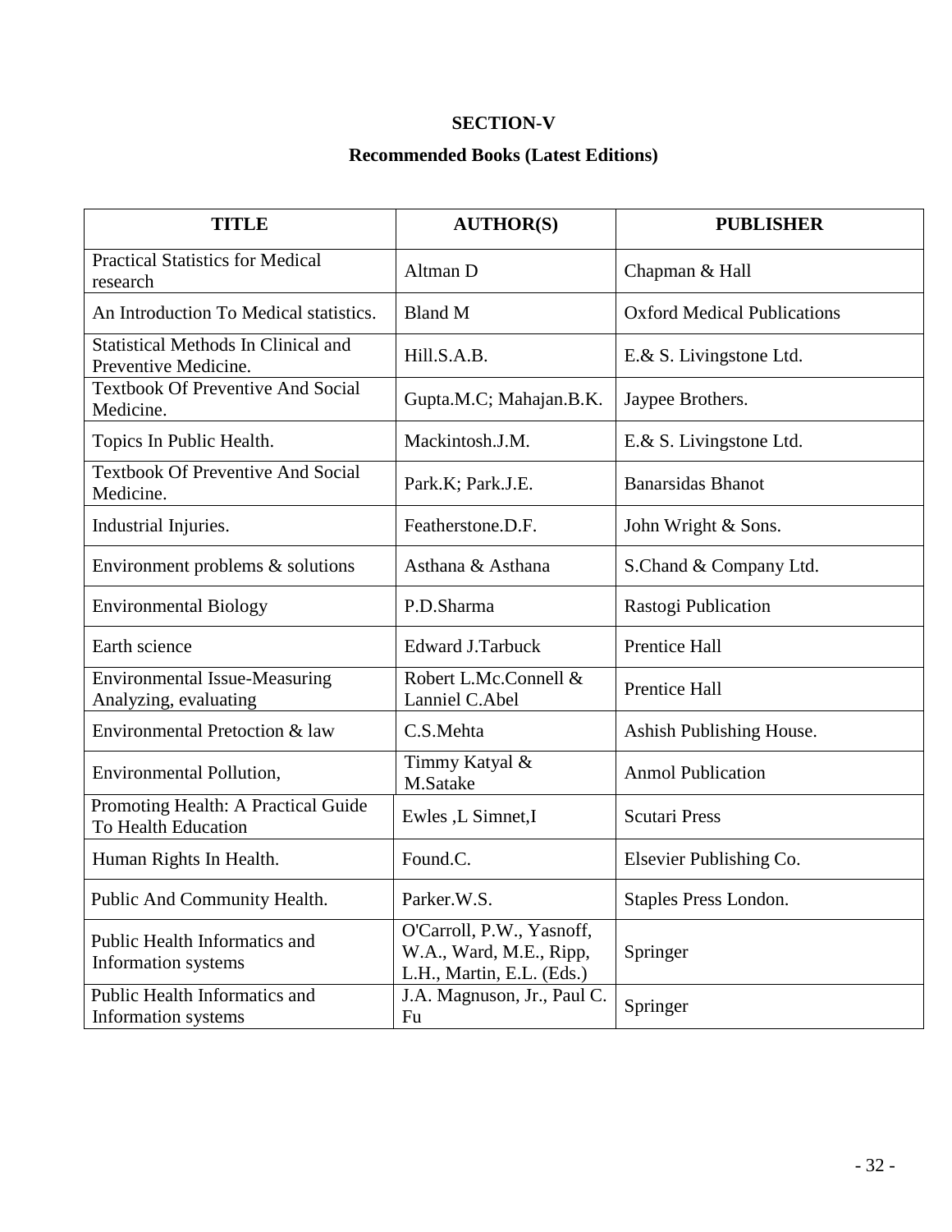## SECTION-V

## Recommended Books (Latest Editions)

| TITLE | AUTHOR(S) | PUBLISHER |
|---|---|---|
| Practical Statistics for Medical research | Altman D | Chapman & Hall |
| An Introduction To Medical statistics. | Bland M | Oxford Medical Publications |
| Statistical Methods In Clinical and Preventive Medicine. | Hill.S.A.B. | E.& S. Livingstone Ltd. |
| Textbook Of Preventive And Social Medicine. | Gupta.M.C; Mahajan.B.K. | Jaypee Brothers. |
| Topics In Public Health. | Mackintosh.J.M. | E.& S. Livingstone Ltd. |
| Textbook Of Preventive And Social Medicine. | Park.K; Park.J.E. | Banarsidas Bhanot |
| Industrial Injuries. | Featherstone.D.F. | John Wright & Sons. |
| Environment problems & solutions | Asthana & Asthana | S.Chand & Company Ltd. |
| Environmental Biology | P.D.Sharma | Rastogi Publication |
| Earth science | Edward J.Tarbuck | Prentice Hall |
| Environmental Issue-Measuring Analyzing, evaluating | Robert L.Mc.Connell & Lanniel C.Abel | Prentice Hall |
| Environmental Pretoction & law | C.S.Mehta | Ashish Publishing House. |
| Environmental Pollution, | Timmy Katyal & M.Satake | Anmol Publication |
| Promoting Health: A Practical Guide To Health Education | Ewles ,L Simnet,I | Scutari Press |
| Human Rights In Health. | Found.C. | Elsevier Publishing Co. |
| Public And Community Health. | Parker.W.S. | Staples Press London. |
| Public Health Informatics and Information systems | O'Carroll, P.W., Yasnoff, W.A., Ward, M.E., Ripp, L.H., Martin, E.L. (Eds.) | Springer |
| Public Health Informatics and Information systems | J.A. Magnuson, Jr., Paul C. Fu | Springer |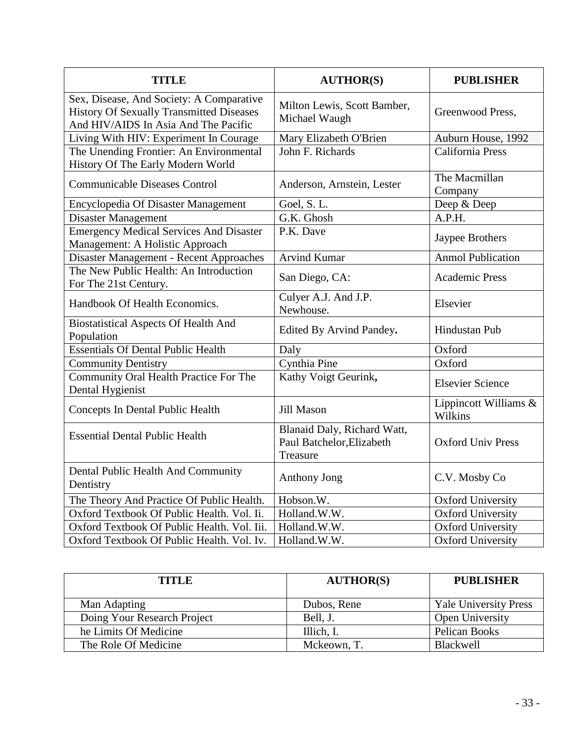| TITLE | AUTHOR(S) | PUBLISHER |
|---|---|---|
| Sex, Disease, And Society: A Comparative History Of Sexually Transmitted Diseases And HIV/AIDS In Asia And The Pacific | Milton Lewis, Scott Bamber, Michael Waugh | Greenwood Press, |
| Living With HIV: Experiment In Courage | Mary Elizabeth O'Brien | Auburn House, 1992 |
| The Unending Frontier: An Environmental History Of The Early Modern World | John F. Richards | California Press |
| Communicable Diseases Control | Anderson, Arnstein, Lester | The Macmillan Company |
| Encyclopedia Of Disaster Management | Goel, S. L. | Deep & Deep |
| Disaster Management | G.K. Ghosh | A.P.H. |
| Emergency Medical Services And Disaster Management: A Holistic Approach | P.K. Dave | Jaypee Brothers |
| Disaster Management - Recent Approaches | Arvind Kumar | Anmol Publication |
| The New Public Health: An Introduction For The 21st Century. | San Diego, CA: | Academic Press |
| Handbook Of Health Economics. | Culyer A.J. And J.P. Newhouse. | Elsevier |
| Biostatistical Aspects Of Health And Population | Edited By Arvind Pandey**.** | Hindustan Pub |
| Essentials Of Dental Public Health | Daly | Oxford |
| Community Dentistry | Cynthia Pine | Oxford |
| Community Oral Health Practice For The Dental Hygienist | Kathy Voigt Geurink**,** | Elsevier Science |
| Concepts In Dental Public Health | Jill Mason | Lippincott Williams & Wilkins |
| Essential Dental Public Health | Blanaid Daly, Richard Watt, Paul Batchelor,Elizabeth Treasure | Oxford Univ Press |
| Dental Public Health And Community Dentistry | Anthony Jong | C.V. Mosby Co |
| The Theory And Practice Of Public Health. | Hobson.W. | Oxford University |
| Oxford Textbook Of Public Health. Vol. Ii. | Holland.W.W. | Oxford University |
| Oxford Textbook Of Public Health. Vol. Iii. | Holland.W.W. | Oxford University |
| Oxford Textbook Of Public Health. Vol. Iv. | Holland.W.W. | Oxford University |

| TITLE | AUTHOR(S) | PUBLISHER |
|---|---|---|
| Man Adapting | Dubos, Rene | Yale University Press |
| Doing Your Research Project | Bell, J. | Open University |
| he Limits Of Medicine | Illich, I. | Pelican Books |
| The Role Of Medicine | Mckeown, T. | Blackwell |